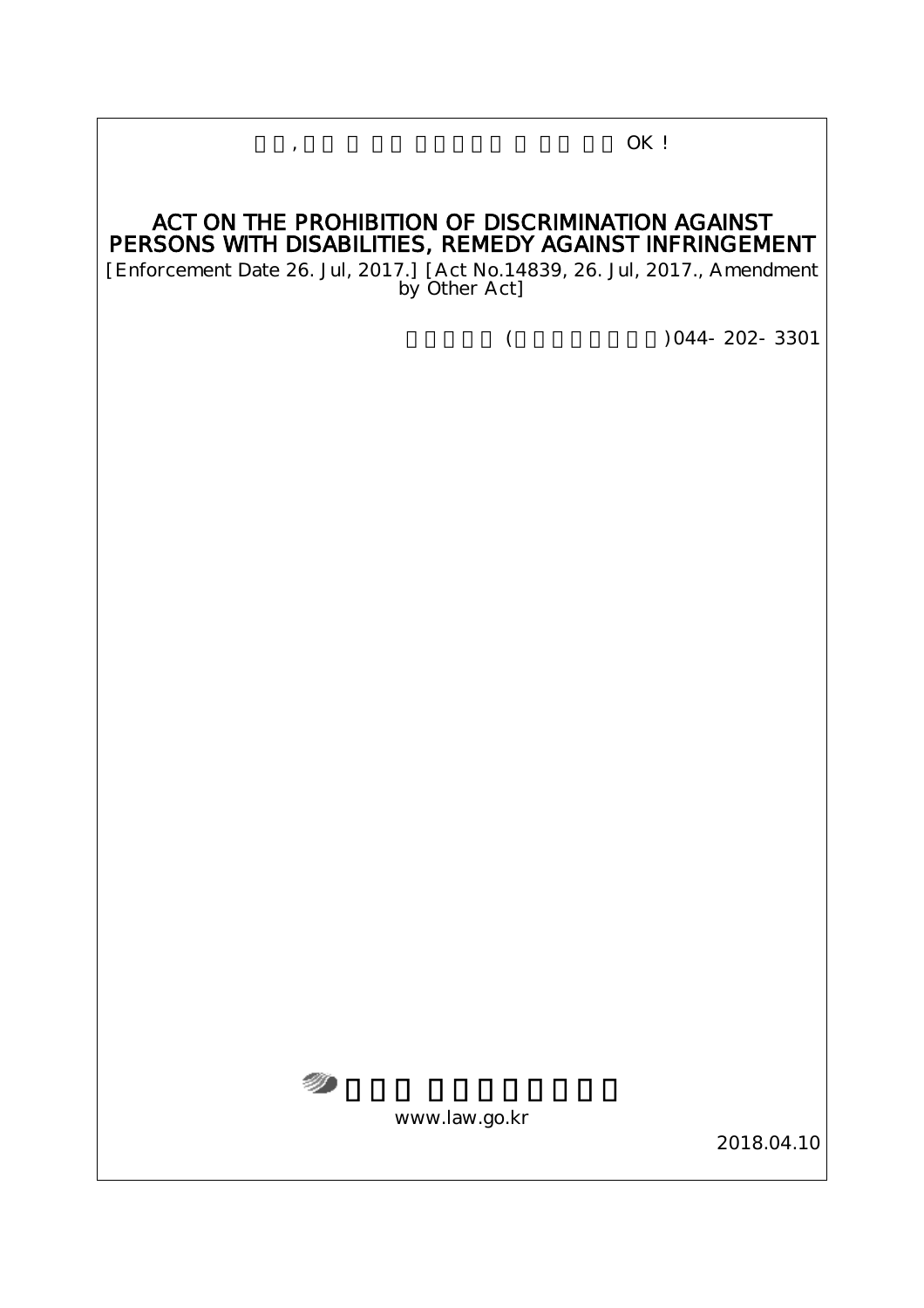□□, □□ □ □□ □□□□□□ □ □□ □□ OK !

# ACT ON THE PROHIBITION OF DISCRIMINATION AGAINST PERSONS WITH DISABILITIES, REMEDY AGAINST INFRINGEMENT

[Enforcement Date 26. Jul, 2017.] [Act No.14839, 26. Jul, 2017., Amendment by Other Act]

□□□□□ (□□□□□□□□□)044- 202- 3301

□□□ □□□□□□□□

www.law.go.kr

2018.04.10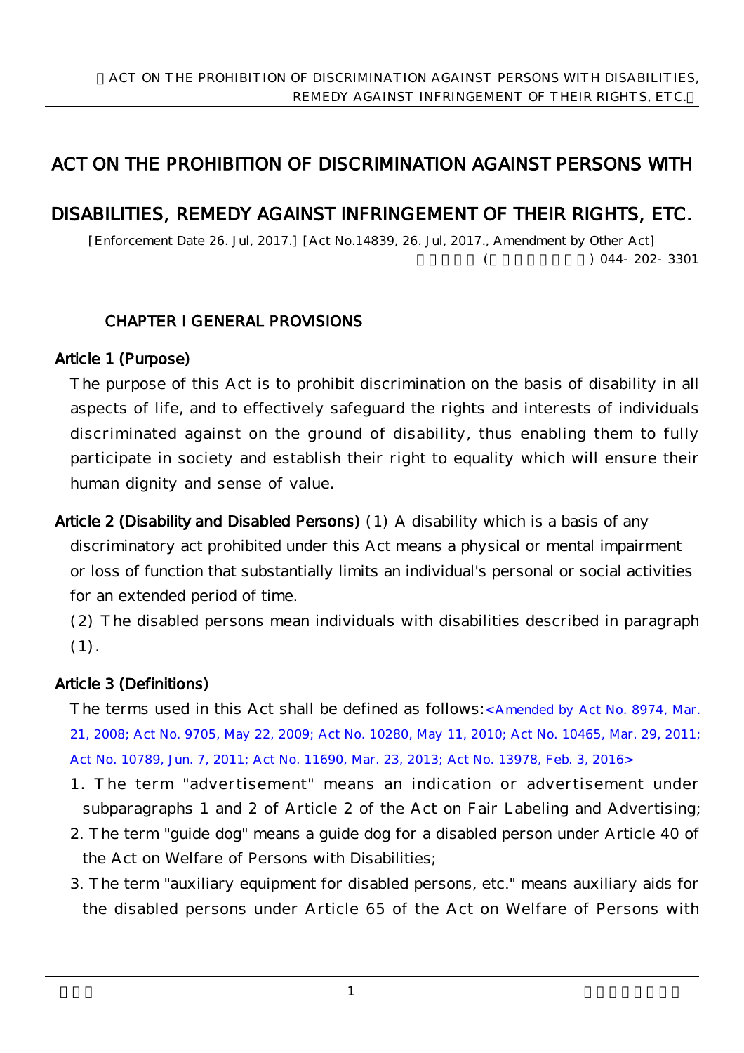# ACT ON THE PROHIBITION OF DISCRIMINATION AGAINST PERSONS WITH DISABILITIES, REMEDY AGAINST INFRINGEMENT OF THEIR RIGHTS, ETC.

[Enforcement Date 26. Jul, 2017.] [Act No.14839, 26. Jul, 2017., Amendment by Other Act]

( ) 044- 202- 3301

## CHAPTER I GENERAL PROVISIONS

### Article 1 (Purpose)

The purpose of this Act is to prohibit discrimination on the basis of disability in all aspects of life, and to effectively safeguard the rights and interests of individuals discriminated against on the ground of disability, thus enabling them to fully participate in society and establish their right to equality which will ensure their human dignity and sense of value.

**Article 2 (Disability and Disabled Persons)** (1) A disability which is a basis of any discriminatory act prohibited under this Act means a physical or mental impairment or loss of function that substantially limits an individual's personal or social activities for an extended period of time.

(2) The disabled persons mean individuals with disabilities described in paragraph (1).

### Article 3 (Definitions)

The terms used in this Act shall be defined as follows:<Amended by Act No. 8974, Mar. 21, 2008; Act No. 9705, May 22, 2009; Act No. 10280, May 11, 2010; Act No. 10465, Mar. 29, 2011; Act No. 10789, Jun. 7, 2011; Act No. 11690, Mar. 23, 2013; Act No. 13978, Feb. 3, 2016>

1. The term "advertisement" means an indication or advertisement under subparagraphs 1 and 2 of Article 2 of the Act on Fair Labeling and Advertising;
2. The term "guide dog" means a guide dog for a disabled person under Article 40 of the Act on Welfare of Persons with Disabilities;
3. The term "auxiliary equipment for disabled persons, etc." means auxiliary aids for the disabled persons under Article 65 of the Act on Welfare of Persons with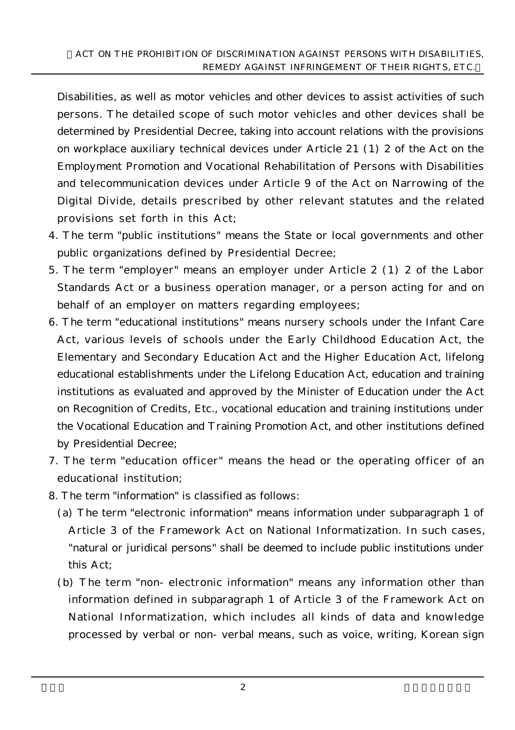Disabilities, as well as motor vehicles and other devices to assist activities of such persons. The detailed scope of such motor vehicles and other devices shall be determined by Presidential Decree, taking into account relations with the provisions on workplace auxiliary technical devices under Article 21 (1) 2 of the Act on the Employment Promotion and Vocational Rehabilitation of Persons with Disabilities and telecommunication devices under Article 9 of the Act on Narrowing of the Digital Divide, details prescribed by other relevant statutes and the related provisions set forth in this Act;

4. The term "public institutions" means the State or local governments and other public organizations defined by Presidential Decree;
5. The term "employer" means an employer under Article 2 (1) 2 of the Labor Standards Act or a business operation manager, or a person acting for and on behalf of an employer on matters regarding employees;
6. The term "educational institutions" means nursery schools under the Infant Care Act, various levels of schools under the Early Childhood Education Act, the Elementary and Secondary Education Act and the Higher Education Act, lifelong educational establishments under the Lifelong Education Act, education and training institutions as evaluated and approved by the Minister of Education under the Act on Recognition of Credits, Etc., vocational education and training institutions under the Vocational Education and Training Promotion Act, and other institutions defined by Presidential Decree;
7. The term "education officer" means the head or the operating officer of an educational institution;
8. The term "information" is classified as follows:
   (a) The term "electronic information" means information under subparagraph 1 of Article 3 of the Framework Act on National Informatization. In such cases, "natural or juridical persons" shall be deemed to include public institutions under this Act;
   (b) The term "non- electronic information" means any information other than information defined in subparagraph 1 of Article 3 of the Framework Act on National Informatization, which includes all kinds of data and knowledge processed by verbal or non- verbal means, such as voice, writing, Korean sign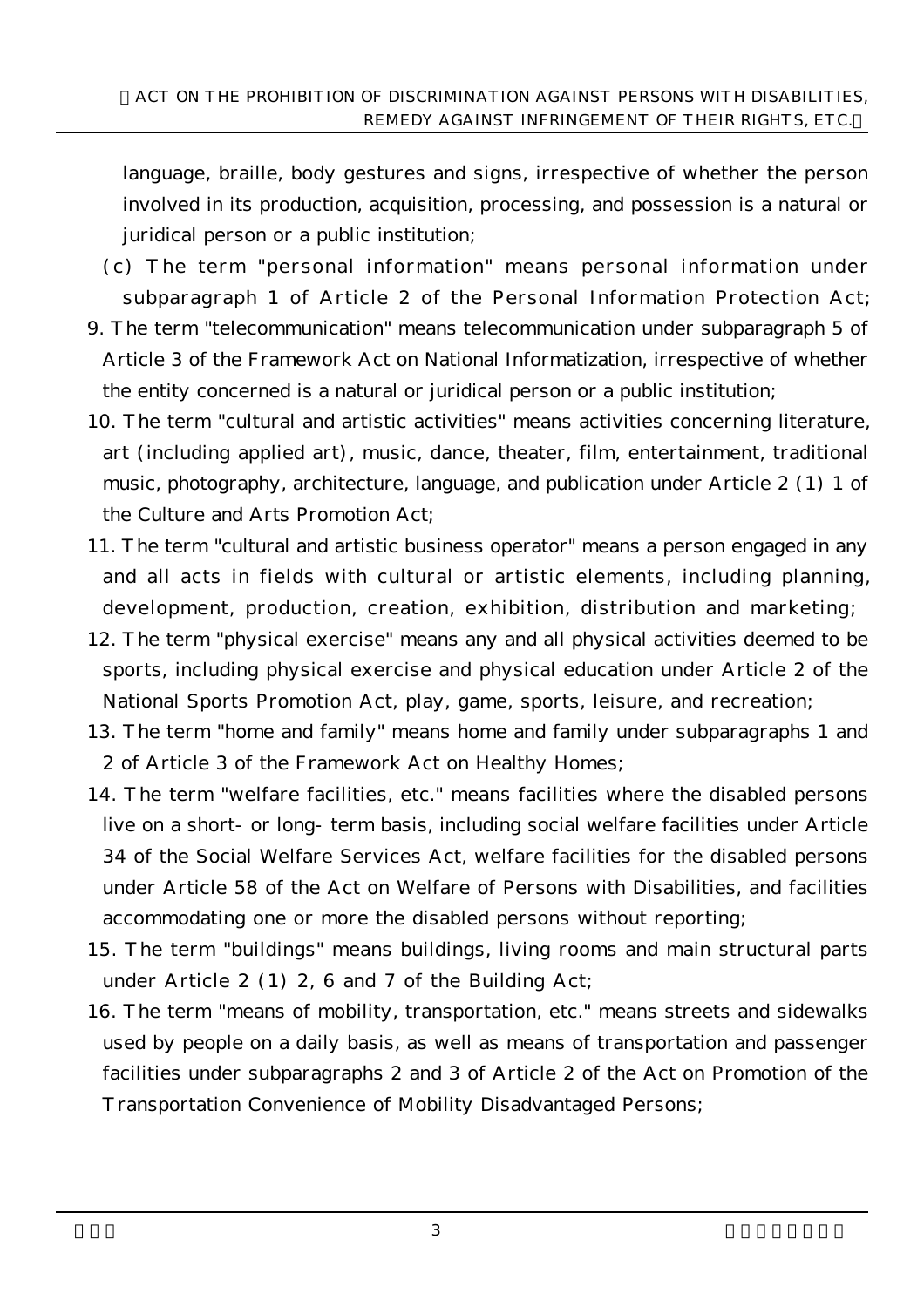language, braille, body gestures and signs, irrespective of whether the person involved in its production, acquisition, processing, and possession is a natural or juridical person or a public institution;

(c) The term "personal information" means personal information under subparagraph 1 of Article 2 of the Personal Information Protection Act;

9. The term "telecommunication" means telecommunication under subparagraph 5 of Article 3 of the Framework Act on National Informatization, irrespective of whether the entity concerned is a natural or juridical person or a public institution;
10. The term "cultural and artistic activities" means activities concerning literature, art (including applied art), music, dance, theater, film, entertainment, traditional music, photography, architecture, language, and publication under Article 2 (1) 1 of the Culture and Arts Promotion Act;
11. The term "cultural and artistic business operator" means a person engaged in any and all acts in fields with cultural or artistic elements, including planning, development, production, creation, exhibition, distribution and marketing;
12. The term "physical exercise" means any and all physical activities deemed to be sports, including physical exercise and physical education under Article 2 of the National Sports Promotion Act, play, game, sports, leisure, and recreation;
13. The term "home and family" means home and family under subparagraphs 1 and 2 of Article 3 of the Framework Act on Healthy Homes;
14. The term "welfare facilities, etc." means facilities where the disabled persons live on a short- or long- term basis, including social welfare facilities under Article 34 of the Social Welfare Services Act, welfare facilities for the disabled persons under Article 58 of the Act on Welfare of Persons with Disabilities, and facilities accommodating one or more the disabled persons without reporting;
15. The term "buildings" means buildings, living rooms and main structural parts under Article 2 (1) 2, 6 and 7 of the Building Act;
16. The term "means of mobility, transportation, etc." means streets and sidewalks used by people on a daily basis, as well as means of transportation and passenger facilities under subparagraphs 2 and 3 of Article 2 of the Act on Promotion of the Transportation Convenience of Mobility Disadvantaged Persons;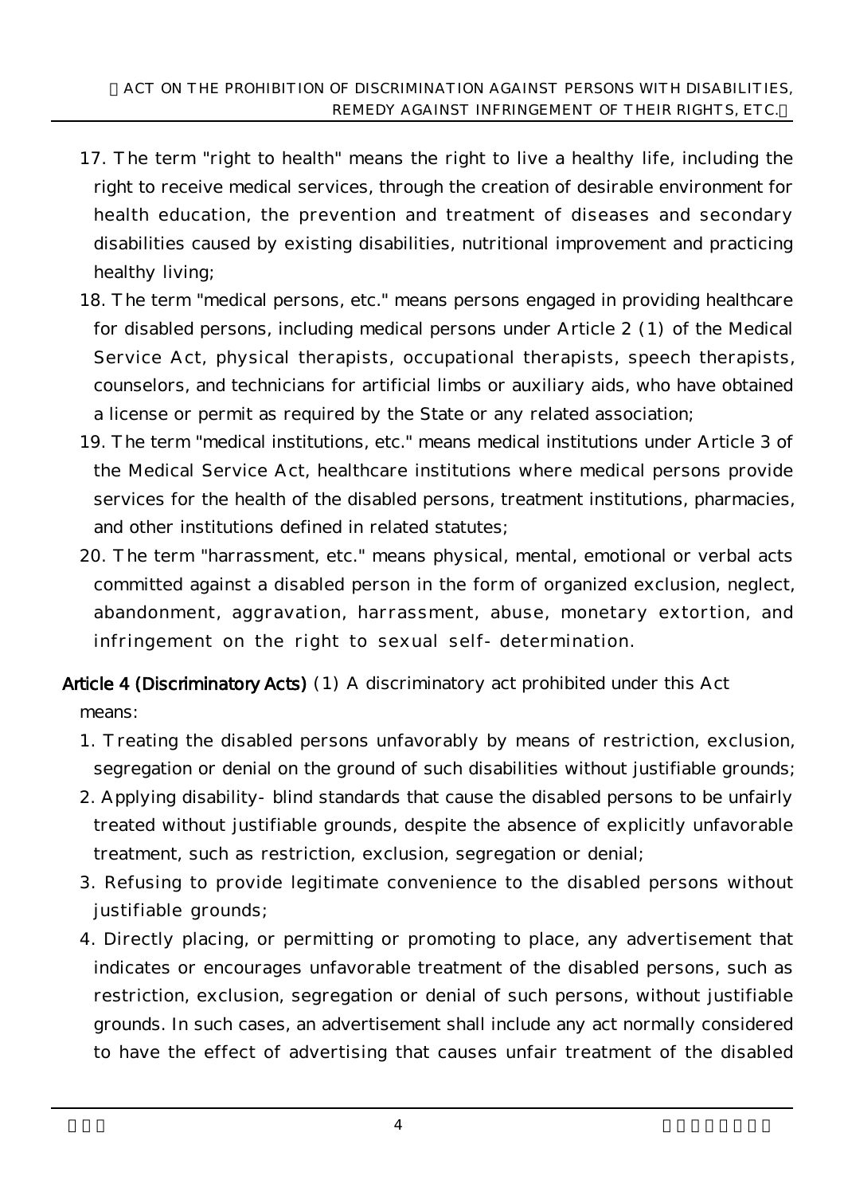17. The term "right to health" means the right to live a healthy life, including the right to receive medical services, through the creation of desirable environment for health education, the prevention and treatment of diseases and secondary disabilities caused by existing disabilities, nutritional improvement and practicing healthy living;
18. The term "medical persons, etc." means persons engaged in providing healthcare for disabled persons, including medical persons under Article 2 (1) of the Medical Service Act, physical therapists, occupational therapists, speech therapists, counselors, and technicians for artificial limbs or auxiliary aids, who have obtained a license or permit as required by the State or any related association;
19. The term "medical institutions, etc." means medical institutions under Article 3 of the Medical Service Act, healthcare institutions where medical persons provide services for the health of the disabled persons, treatment institutions, pharmacies, and other institutions defined in related statutes;
20. The term "harrassment, etc." means physical, mental, emotional or verbal acts committed against a disabled person in the form of organized exclusion, neglect, abandonment, aggravation, harrassment, abuse, monetary extortion, and infringement on the right to sexual self- determination.

**Article 4 (Discriminatory Acts)** (1) A discriminatory act prohibited under this Act means:

1. Treating the disabled persons unfavorably by means of restriction, exclusion, segregation or denial on the ground of such disabilities without justifiable grounds;
2. Applying disability- blind standards that cause the disabled persons to be unfairly treated without justifiable grounds, despite the absence of explicitly unfavorable treatment, such as restriction, exclusion, segregation or denial;
3. Refusing to provide legitimate convenience to the disabled persons without justifiable grounds;
4. Directly placing, or permitting or promoting to place, any advertisement that indicates or encourages unfavorable treatment of the disabled persons, such as restriction, exclusion, segregation or denial of such persons, without justifiable grounds. In such cases, an advertisement shall include any act normally considered to have the effect of advertising that causes unfair treatment of the disabled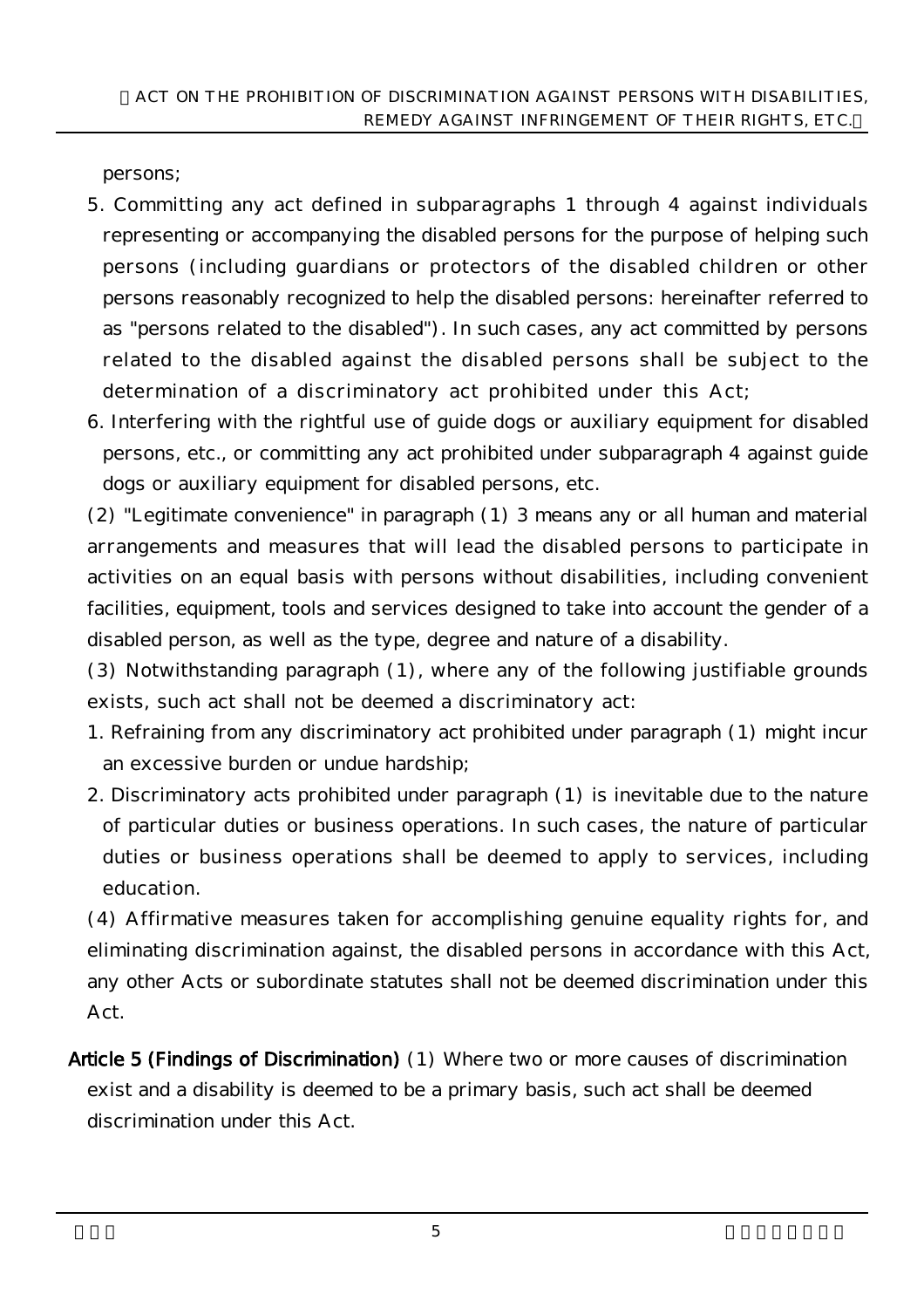persons;

5. Committing any act defined in subparagraphs 1 through 4 against individuals representing or accompanying the disabled persons for the purpose of helping such persons (including guardians or protectors of the disabled children or other persons reasonably recognized to help the disabled persons: hereinafter referred to as "persons related to the disabled"). In such cases, any act committed by persons related to the disabled against the disabled persons shall be subject to the determination of a discriminatory act prohibited under this Act;
6. Interfering with the rightful use of guide dogs or auxiliary equipment for disabled persons, etc., or committing any act prohibited under subparagraph 4 against guide dogs or auxiliary equipment for disabled persons, etc.

(2) "Legitimate convenience" in paragraph (1) 3 means any or all human and material arrangements and measures that will lead the disabled persons to participate in activities on an equal basis with persons without disabilities, including convenient facilities, equipment, tools and services designed to take into account the gender of a disabled person, as well as the type, degree and nature of a disability.

(3) Notwithstanding paragraph (1), where any of the following justifiable grounds exists, such act shall not be deemed a discriminatory act:

1. Refraining from any discriminatory act prohibited under paragraph (1) might incur an excessive burden or undue hardship;
2. Discriminatory acts prohibited under paragraph (1) is inevitable due to the nature of particular duties or business operations. In such cases, the nature of particular duties or business operations shall be deemed to apply to services, including education.

(4) Affirmative measures taken for accomplishing genuine equality rights for, and eliminating discrimination against, the disabled persons in accordance with this Act, any other Acts or subordinate statutes shall not be deemed discrimination under this Act.

**Article 5 (Findings of Discrimination)** (1) Where two or more causes of discrimination exist and a disability is deemed to be a primary basis, such act shall be deemed discrimination under this Act.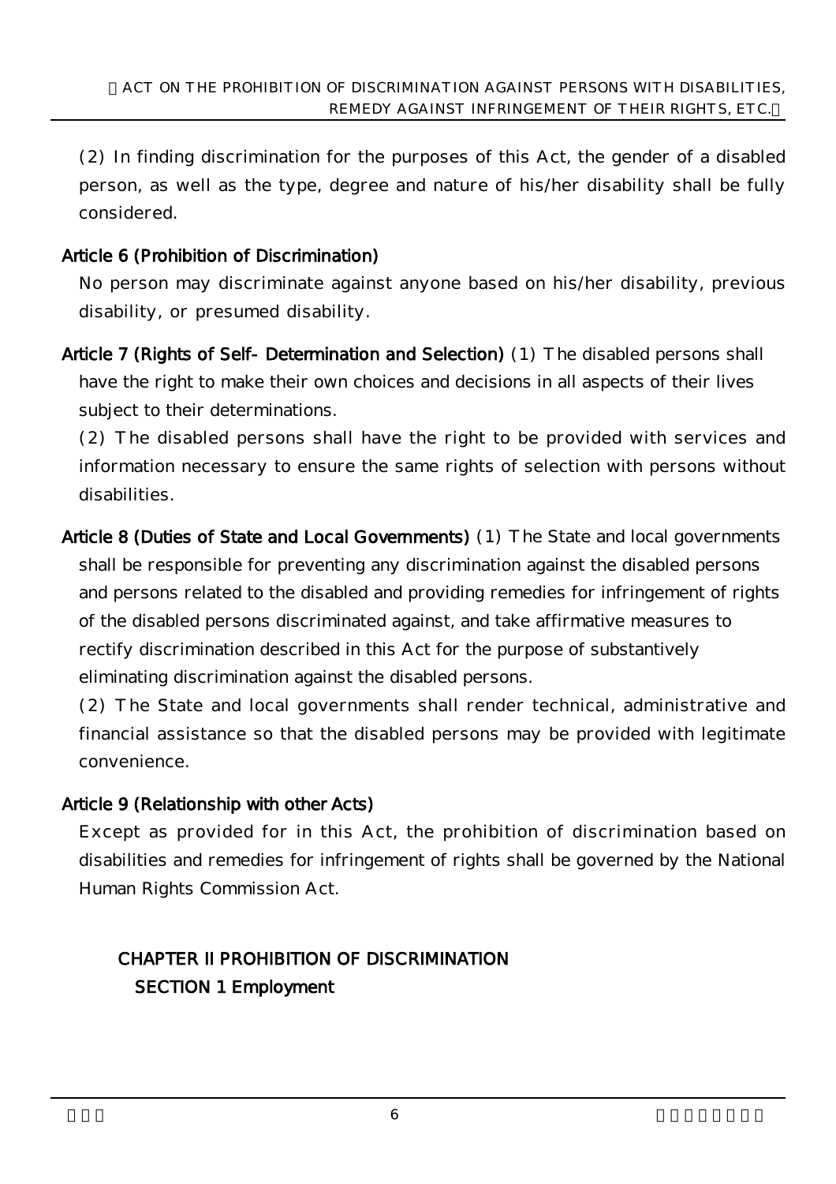(2) In finding discrimination for the purposes of this Act, the gender of a disabled person, as well as the type, degree and nature of his/her disability shall be fully considered.

**Article 6 (Prohibition of Discrimination)**

No person may discriminate against anyone based on his/her disability, previous disability, or presumed disability.

**Article 7 (Rights of Self- Determination and Selection)** (1) The disabled persons shall have the right to make their own choices and decisions in all aspects of their lives subject to their determinations.

(2) The disabled persons shall have the right to be provided with services and information necessary to ensure the same rights of selection with persons without disabilities.

**Article 8 (Duties of State and Local Governments)** (1) The State and local governments shall be responsible for preventing any discrimination against the disabled persons and persons related to the disabled and providing remedies for infringement of rights of the disabled persons discriminated against, and take affirmative measures to rectify discrimination described in this Act for the purpose of substantively eliminating discrimination against the disabled persons.

(2) The State and local governments shall render technical, administrative and financial assistance so that the disabled persons may be provided with legitimate convenience.

**Article 9 (Relationship with other Acts)**

Except as provided for in this Act, the prohibition of discrimination based on disabilities and remedies for infringement of rights shall be governed by the National Human Rights Commission Act.

## CHAPTER II PROHIBITION OF DISCRIMINATION

### SECTION 1 Employment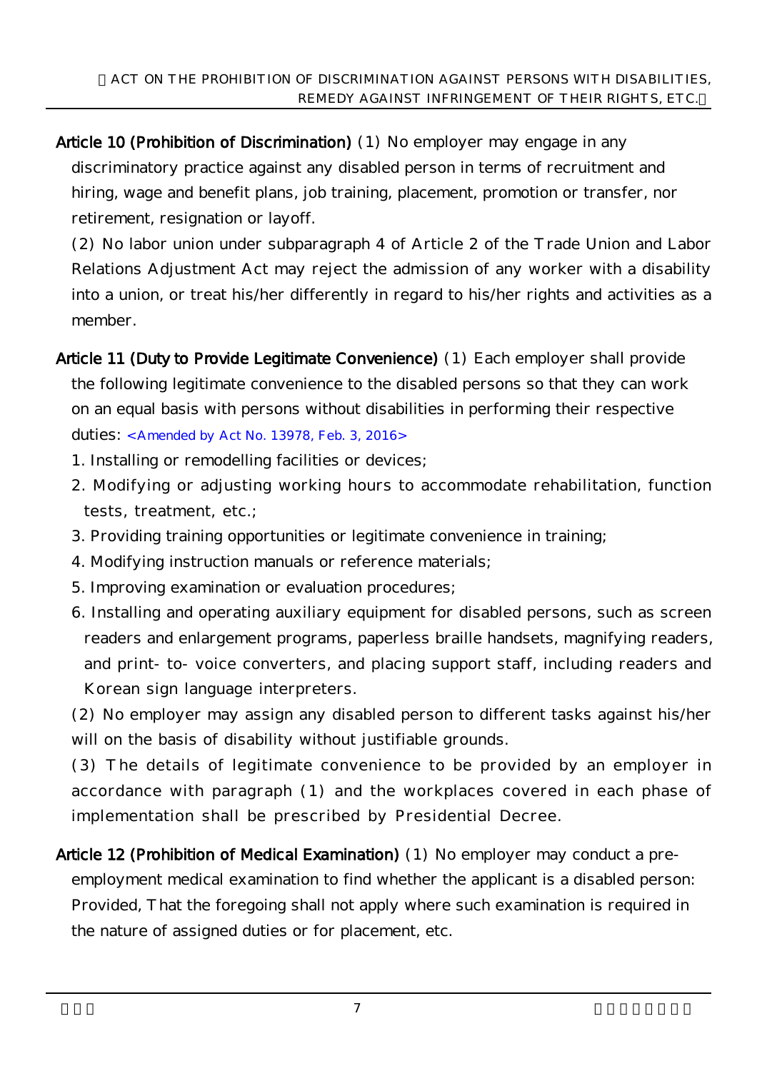**Article 10 (Prohibition of Discrimination)** (1) No employer may engage in any discriminatory practice against any disabled person in terms of recruitment and hiring, wage and benefit plans, job training, placement, promotion or transfer, nor retirement, resignation or layoff.

(2) No labor union under subparagraph 4 of Article 2 of the Trade Union and Labor Relations Adjustment Act may reject the admission of any worker with a disability into a union, or treat his/her differently in regard to his/her rights and activities as a member.

**Article 11 (Duty to Provide Legitimate Convenience)** (1) Each employer shall provide the following legitimate convenience to the disabled persons so that they can work on an equal basis with persons without disabilities in performing their respective duties: <Amended by Act No. 13978, Feb. 3, 2016>

1. Installing or remodelling facilities or devices;
2. Modifying or adjusting working hours to accommodate rehabilitation, function tests, treatment, etc.;
3. Providing training opportunities or legitimate convenience in training;
4. Modifying instruction manuals or reference materials;
5. Improving examination or evaluation procedures;
6. Installing and operating auxiliary equipment for disabled persons, such as screen readers and enlargement programs, paperless braille handsets, magnifying readers, and print- to- voice converters, and placing support staff, including readers and Korean sign language interpreters.

(2) No employer may assign any disabled person to different tasks against his/her will on the basis of disability without justifiable grounds.

(3) The details of legitimate convenience to be provided by an employer in accordance with paragraph (1) and the workplaces covered in each phase of implementation shall be prescribed by Presidential Decree.

**Article 12 (Prohibition of Medical Examination)** (1) No employer may conduct a pre-employment medical examination to find whether the applicant is a disabled person: Provided, That the foregoing shall not apply where such examination is required in the nature of assigned duties or for placement, etc.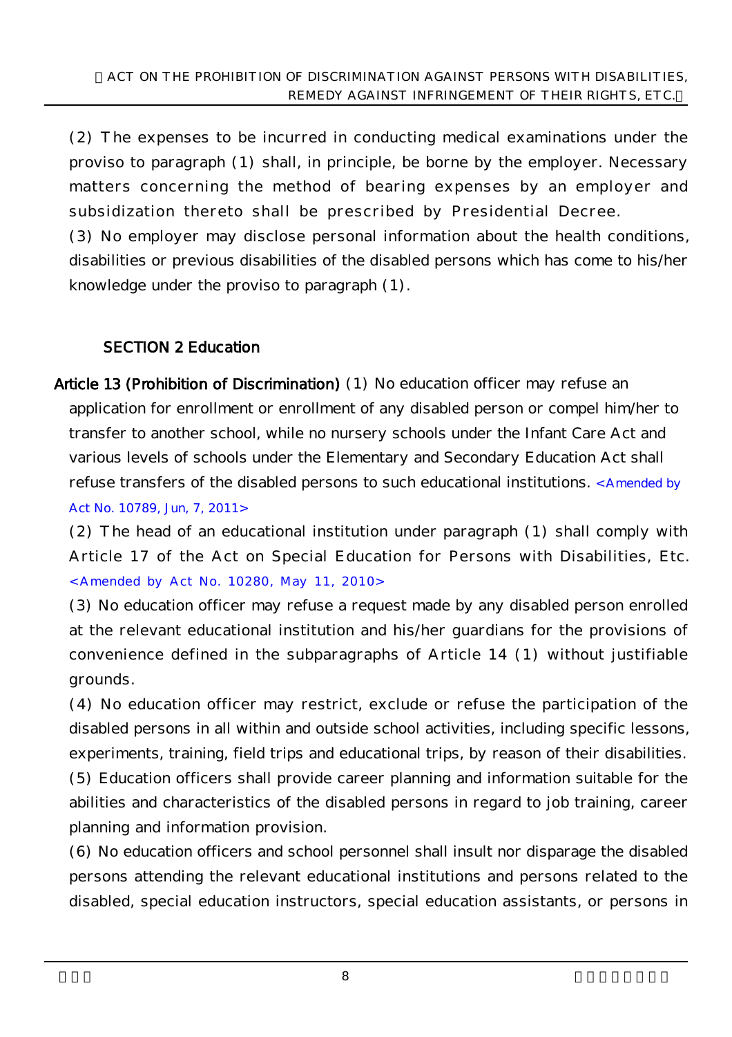(2) The expenses to be incurred in conducting medical examinations under the proviso to paragraph (1) shall, in principle, be borne by the employer. Necessary matters concerning the method of bearing expenses by an employer and subsidization thereto shall be prescribed by Presidential Decree.

(3) No employer may disclose personal information about the health conditions, disabilities or previous disabilities of the disabled persons which has come to his/her knowledge under the proviso to paragraph (1).

### SECTION 2 Education

**Article 13 (Prohibition of Discrimination)** (1) No education officer may refuse an application for enrollment or enrollment of any disabled person or compel him/her to transfer to another school, while no nursery schools under the Infant Care Act and various levels of schools under the Elementary and Secondary Education Act shall refuse transfers of the disabled persons to such educational institutions. <Amended by Act No. 10789, Jun, 7, 2011>

(2) The head of an educational institution under paragraph (1) shall comply with Article 17 of the Act on Special Education for Persons with Disabilities, Etc. <Amended by Act No. 10280, May 11, 2010>

(3) No education officer may refuse a request made by any disabled person enrolled at the relevant educational institution and his/her guardians for the provisions of convenience defined in the subparagraphs of Article 14 (1) without justifiable grounds.

(4) No education officer may restrict, exclude or refuse the participation of the disabled persons in all within and outside school activities, including specific lessons, experiments, training, field trips and educational trips, by reason of their disabilities.

(5) Education officers shall provide career planning and information suitable for the abilities and characteristics of the disabled persons in regard to job training, career planning and information provision.

(6) No education officers and school personnel shall insult nor disparage the disabled persons attending the relevant educational institutions and persons related to the disabled, special education instructors, special education assistants, or persons in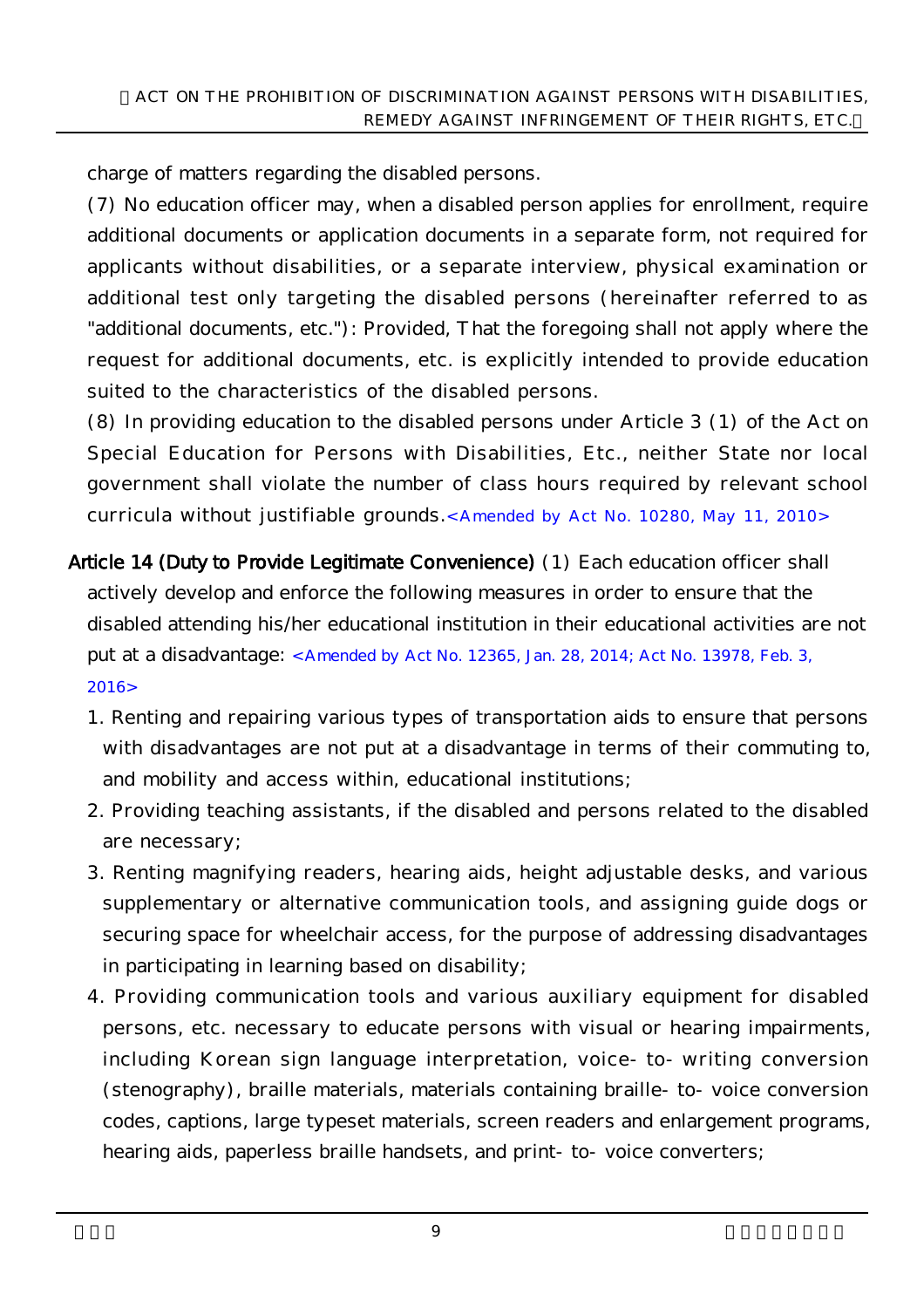charge of matters regarding the disabled persons.

(7) No education officer may, when a disabled person applies for enrollment, require additional documents or application documents in a separate form, not required for applicants without disabilities, or a separate interview, physical examination or additional test only targeting the disabled persons (hereinafter referred to as "additional documents, etc."): Provided, That the foregoing shall not apply where the request for additional documents, etc. is explicitly intended to provide education suited to the characteristics of the disabled persons.

(8) In providing education to the disabled persons under Article 3 (1) of the Act on Special Education for Persons with Disabilities, Etc., neither State nor local government shall violate the number of class hours required by relevant school curricula without justifiable grounds. <Amended by Act No. 10280, May 11, 2010>

**Article 14 (Duty to Provide Legitimate Convenience)** (1) Each education officer shall actively develop and enforce the following measures in order to ensure that the disabled attending his/her educational institution in their educational activities are not put at a disadvantage: <Amended by Act No. 12365, Jan. 28, 2014; Act No. 13978, Feb. 3, 2016>

1. Renting and repairing various types of transportation aids to ensure that persons with disadvantages are not put at a disadvantage in terms of their commuting to, and mobility and access within, educational institutions;
2. Providing teaching assistants, if the disabled and persons related to the disabled are necessary;
3. Renting magnifying readers, hearing aids, height adjustable desks, and various supplementary or alternative communication tools, and assigning guide dogs or securing space for wheelchair access, for the purpose of addressing disadvantages in participating in learning based on disability;
4. Providing communication tools and various auxiliary equipment for disabled persons, etc. necessary to educate persons with visual or hearing impairments, including Korean sign language interpretation, voice-to-writing conversion (stenography), braille materials, materials containing braille-to-voice conversion codes, captions, large typeset materials, screen readers and enlargement programs, hearing aids, paperless braille handsets, and print-to-voice converters;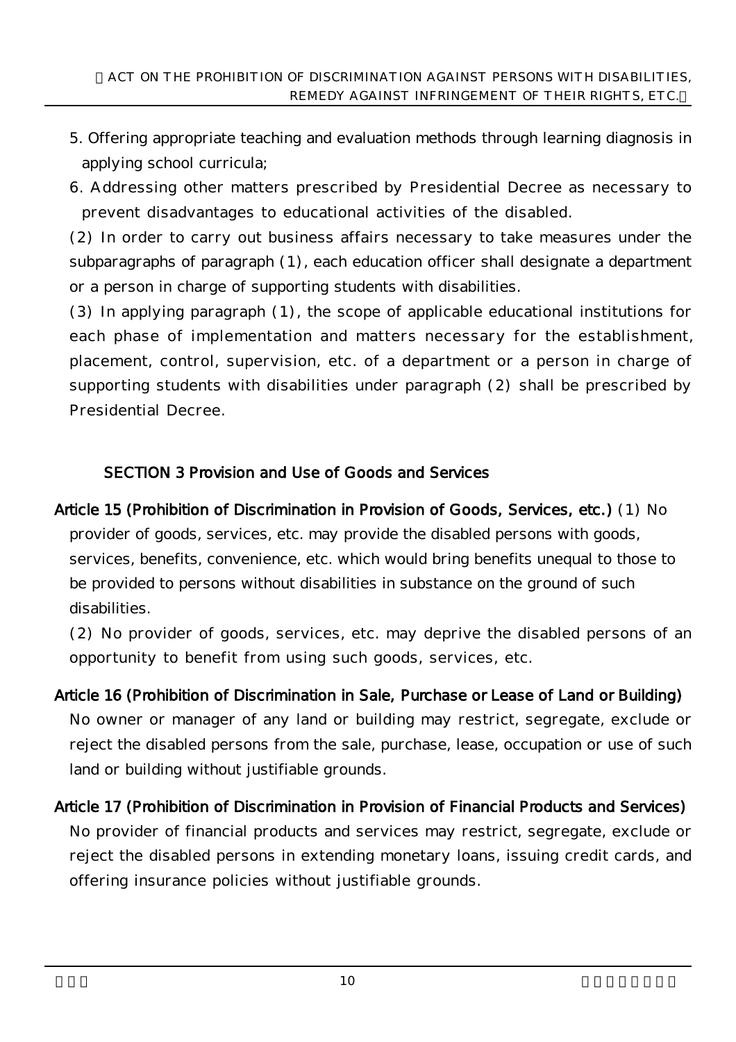5. Offering appropriate teaching and evaluation methods through learning diagnosis in applying school curricula;

6. Addressing other matters prescribed by Presidential Decree as necessary to prevent disadvantages to educational activities of the disabled.

(2) In order to carry out business affairs necessary to take measures under the subparagraphs of paragraph (1), each education officer shall designate a department or a person in charge of supporting students with disabilities.

(3) In applying paragraph (1), the scope of applicable educational institutions for each phase of implementation and matters necessary for the establishment, placement, control, supervision, etc. of a department or a person in charge of supporting students with disabilities under paragraph (2) shall be prescribed by Presidential Decree.

### SECTION 3 Provision and Use of Goods and Services

**Article 15 (Prohibition of Discrimination in Provision of Goods, Services, etc.)** (1) No provider of goods, services, etc. may provide the disabled persons with goods, services, benefits, convenience, etc. which would bring benefits unequal to those to be provided to persons without disabilities in substance on the ground of such disabilities.

(2) No provider of goods, services, etc. may deprive the disabled persons of an opportunity to benefit from using such goods, services, etc.

**Article 16 (Prohibition of Discrimination in Sale, Purchase or Lease of Land or Building)** No owner or manager of any land or building may restrict, segregate, exclude or reject the disabled persons from the sale, purchase, lease, occupation or use of such land or building without justifiable grounds.

**Article 17 (Prohibition of Discrimination in Provision of Financial Products and Services)** No provider of financial products and services may restrict, segregate, exclude or reject the disabled persons in extending monetary loans, issuing credit cards, and offering insurance policies without justifiable grounds.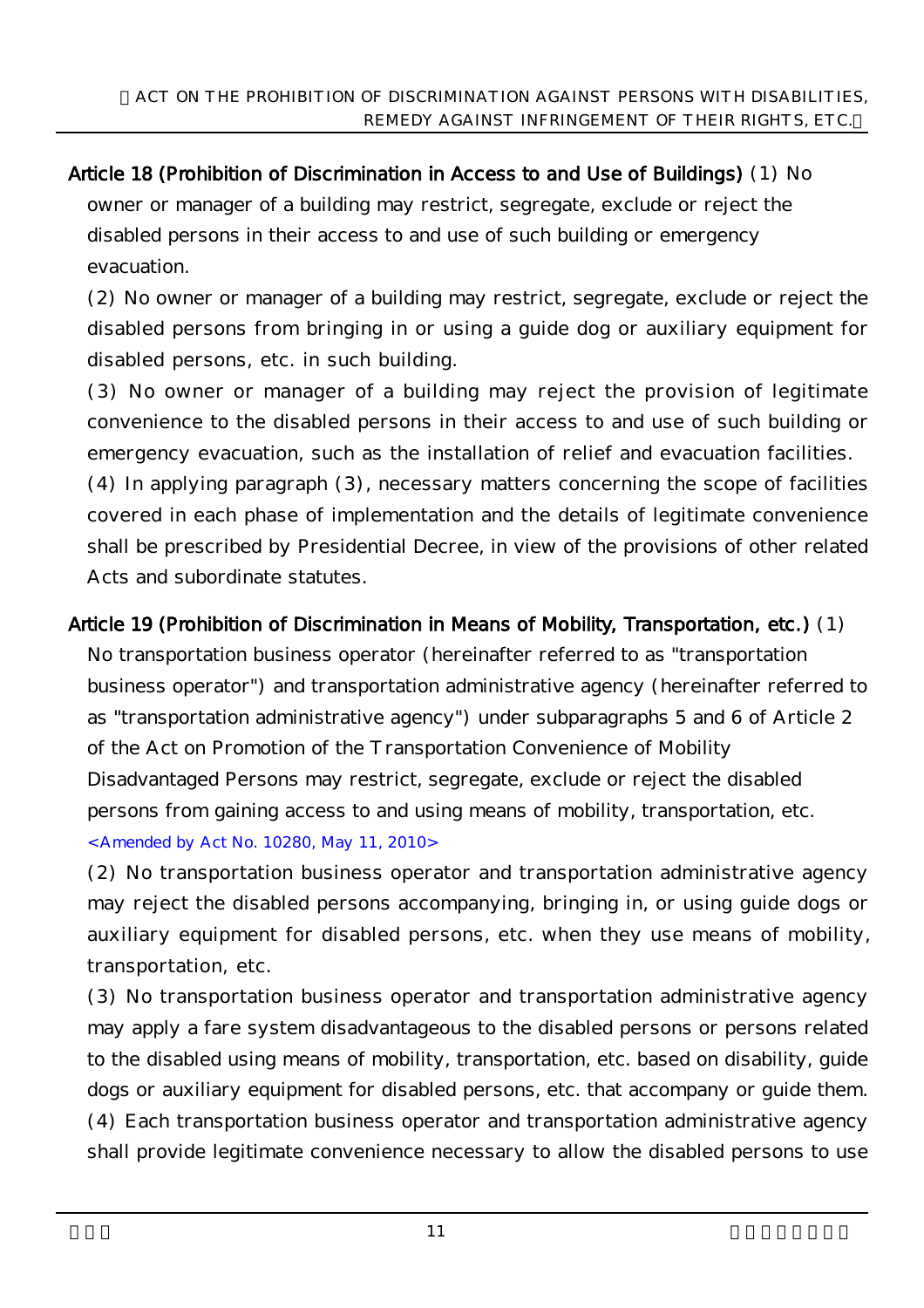**Article 18 (Prohibition of Discrimination in Access to and Use of Buildings)** (1) No owner or manager of a building may restrict, segregate, exclude or reject the disabled persons in their access to and use of such building or emergency evacuation.

(2) No owner or manager of a building may restrict, segregate, exclude or reject the disabled persons from bringing in or using a guide dog or auxiliary equipment for disabled persons, etc. in such building.

(3) No owner or manager of a building may reject the provision of legitimate convenience to the disabled persons in their access to and use of such building or emergency evacuation, such as the installation of relief and evacuation facilities.

(4) In applying paragraph (3), necessary matters concerning the scope of facilities covered in each phase of implementation and the details of legitimate convenience shall be prescribed by Presidential Decree, in view of the provisions of other related Acts and subordinate statutes.

**Article 19 (Prohibition of Discrimination in Means of Mobility, Transportation, etc.)** (1) No transportation business operator (hereinafter referred to as "transportation business operator") and transportation administrative agency (hereinafter referred to as "transportation administrative agency") under subparagraphs 5 and 6 of Article 2 of the Act on Promotion of the Transportation Convenience of Mobility Disadvantaged Persons may restrict, segregate, exclude or reject the disabled persons from gaining access to and using means of mobility, transportation, etc. <Amended by Act No. 10280, May 11, 2010>

(2) No transportation business operator and transportation administrative agency may reject the disabled persons accompanying, bringing in, or using guide dogs or auxiliary equipment for disabled persons, etc. when they use means of mobility, transportation, etc.

(3) No transportation business operator and transportation administrative agency may apply a fare system disadvantageous to the disabled persons or persons related to the disabled using means of mobility, transportation, etc. based on disability, guide dogs or auxiliary equipment for disabled persons, etc. that accompany or guide them.

(4) Each transportation business operator and transportation administrative agency shall provide legitimate convenience necessary to allow the disabled persons to use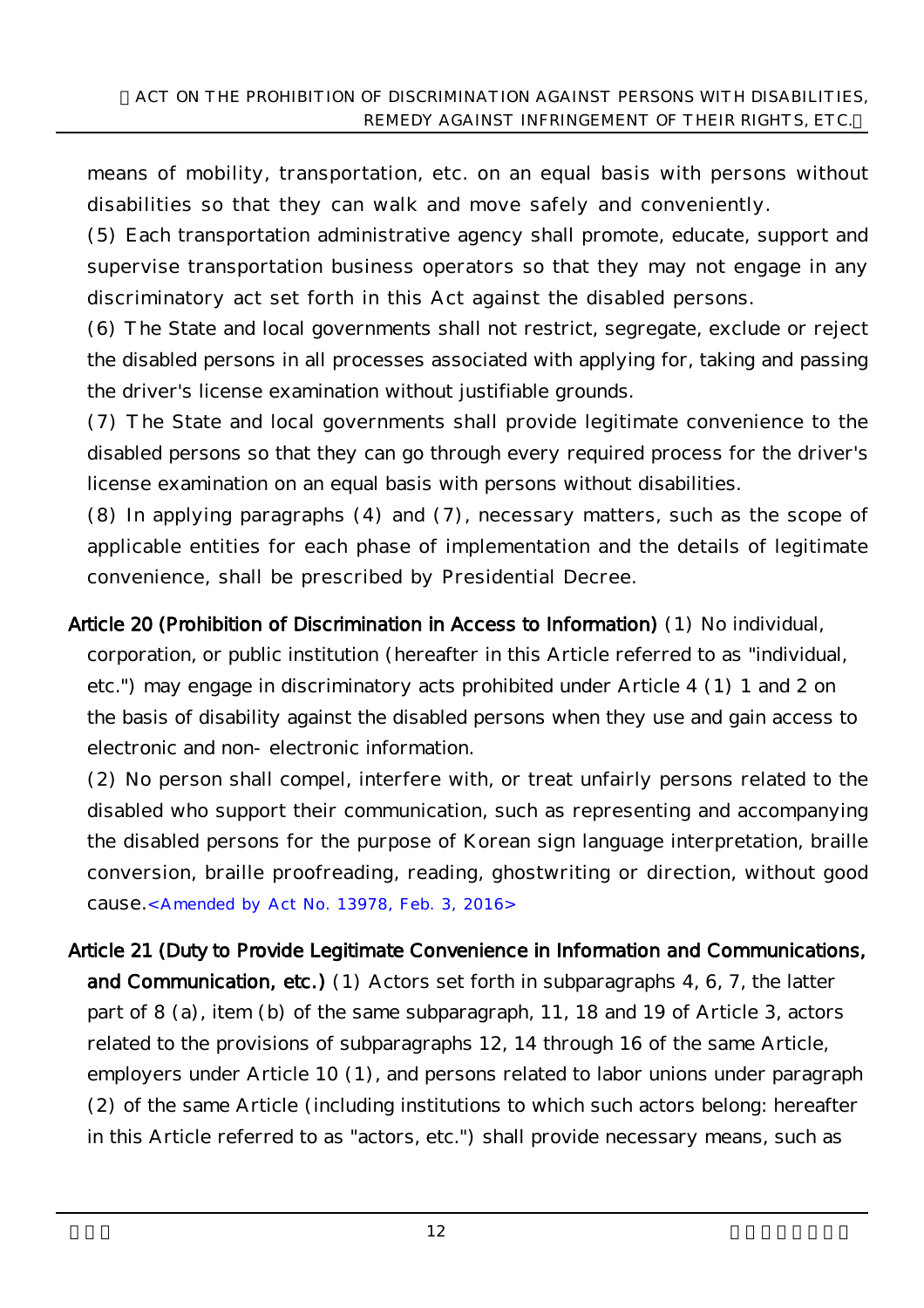means of mobility, transportation, etc. on an equal basis with persons without disabilities so that they can walk and move safely and conveniently.

(5) Each transportation administrative agency shall promote, educate, support and supervise transportation business operators so that they may not engage in any discriminatory act set forth in this Act against the disabled persons.

(6) The State and local governments shall not restrict, segregate, exclude or reject the disabled persons in all processes associated with applying for, taking and passing the driver's license examination without justifiable grounds.

(7) The State and local governments shall provide legitimate convenience to the disabled persons so that they can go through every required process for the driver's license examination on an equal basis with persons without disabilities.

(8) In applying paragraphs (4) and (7), necessary matters, such as the scope of applicable entities for each phase of implementation and the details of legitimate convenience, shall be prescribed by Presidential Decree.

**Article 20 (Prohibition of Discrimination in Access to Information)** (1) No individual, corporation, or public institution (hereafter in this Article referred to as "individual, etc.") may engage in discriminatory acts prohibited under Article 4 (1) 1 and 2 on the basis of disability against the disabled persons when they use and gain access to electronic and non- electronic information.

(2) No person shall compel, interfere with, or treat unfairly persons related to the disabled who support their communication, such as representing and accompanying the disabled persons for the purpose of Korean sign language interpretation, braille conversion, braille proofreading, reading, ghostwriting or direction, without good cause.<Amended by Act No. 13978, Feb. 3, 2016>

**Article 21 (Duty to Provide Legitimate Convenience in Information and Communications, and Communication, etc.)** (1) Actors set forth in subparagraphs 4, 6, 7, the latter part of 8 (a), item (b) of the same subparagraph, 11, 18 and 19 of Article 3, actors related to the provisions of subparagraphs 12, 14 through 16 of the same Article, employers under Article 10 (1), and persons related to labor unions under paragraph (2) of the same Article (including institutions to which such actors belong: hereafter in this Article referred to as "actors, etc.") shall provide necessary means, such as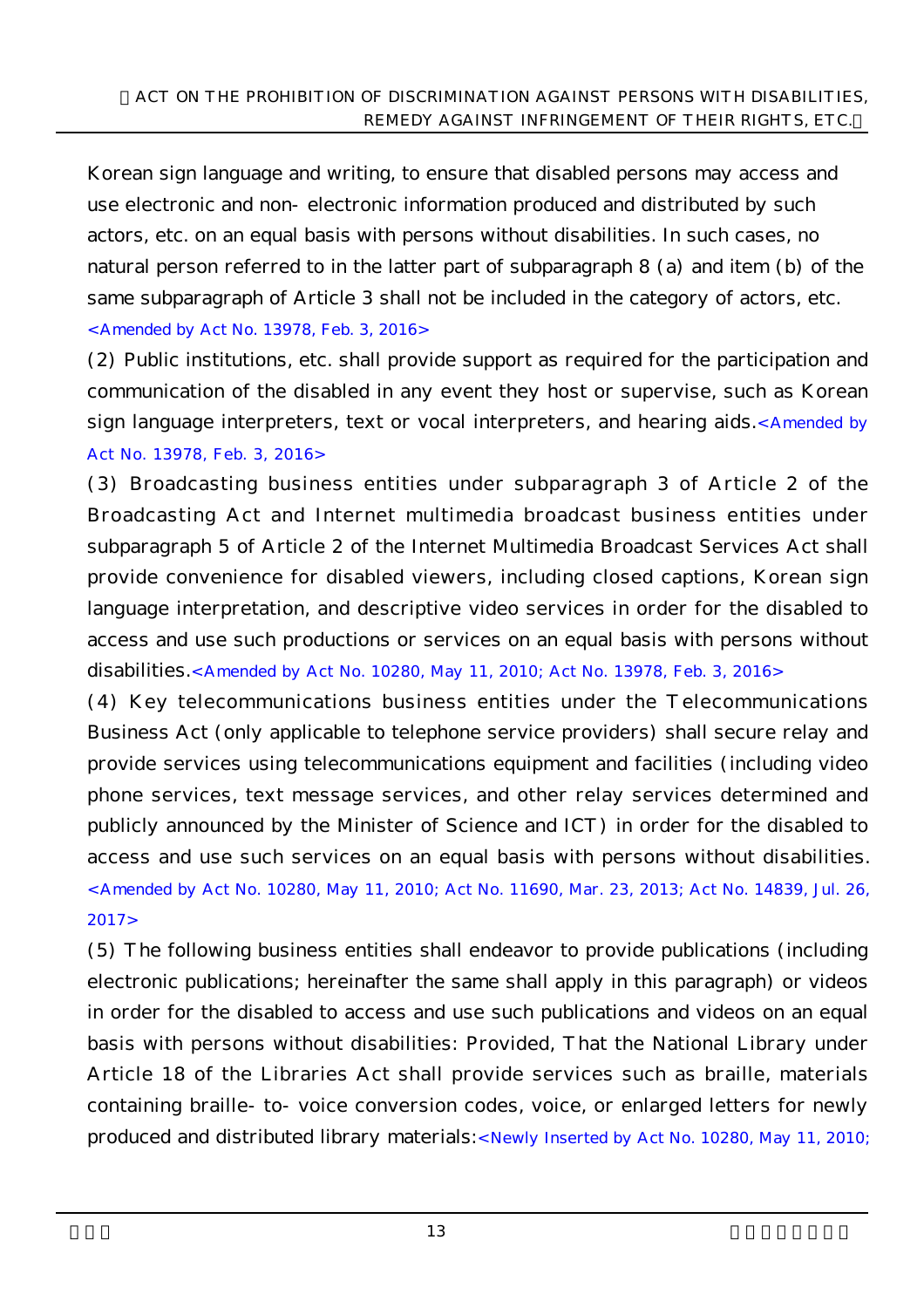Korean sign language and writing, to ensure that disabled persons may access and use electronic and non- electronic information produced and distributed by such actors, etc. on an equal basis with persons without disabilities. In such cases, no natural person referred to in the latter part of subparagraph 8 (a) and item (b) of the same subparagraph of Article 3 shall not be included in the category of actors, etc. <Amended by Act No. 13978, Feb. 3, 2016>

(2) Public institutions, etc. shall provide support as required for the participation and communication of the disabled in any event they host or supervise, such as Korean sign language interpreters, text or vocal interpreters, and hearing aids. <Amended by Act No. 13978, Feb. 3, 2016>

(3) Broadcasting business entities under subparagraph 3 of Article 2 of the Broadcasting Act and Internet multimedia broadcast business entities under subparagraph 5 of Article 2 of the Internet Multimedia Broadcast Services Act shall provide convenience for disabled viewers, including closed captions, Korean sign language interpretation, and descriptive video services in order for the disabled to access and use such productions or services on an equal basis with persons without disabilities. <Amended by Act No. 10280, May 11, 2010; Act No. 13978, Feb. 3, 2016>

(4) Key telecommunications business entities under the Telecommunications Business Act (only applicable to telephone service providers) shall secure relay and provide services using telecommunications equipment and facilities (including video phone services, text message services, and other relay services determined and publicly announced by the Minister of Science and ICT) in order for the disabled to access and use such services on an equal basis with persons without disabilities. <Amended by Act No. 10280, May 11, 2010; Act No. 11690, Mar. 23, 2013; Act No. 14839, Jul. 26, 2017>

(5) The following business entities shall endeavor to provide publications (including electronic publications; hereinafter the same shall apply in this paragraph) or videos in order for the disabled to access and use such publications and videos on an equal basis with persons without disabilities: Provided, That the National Library under Article 18 of the Libraries Act shall provide services such as braille, materials containing braille- to- voice conversion codes, voice, or enlarged letters for newly produced and distributed library materials: <Newly Inserted by Act No. 10280, May 11, 2010;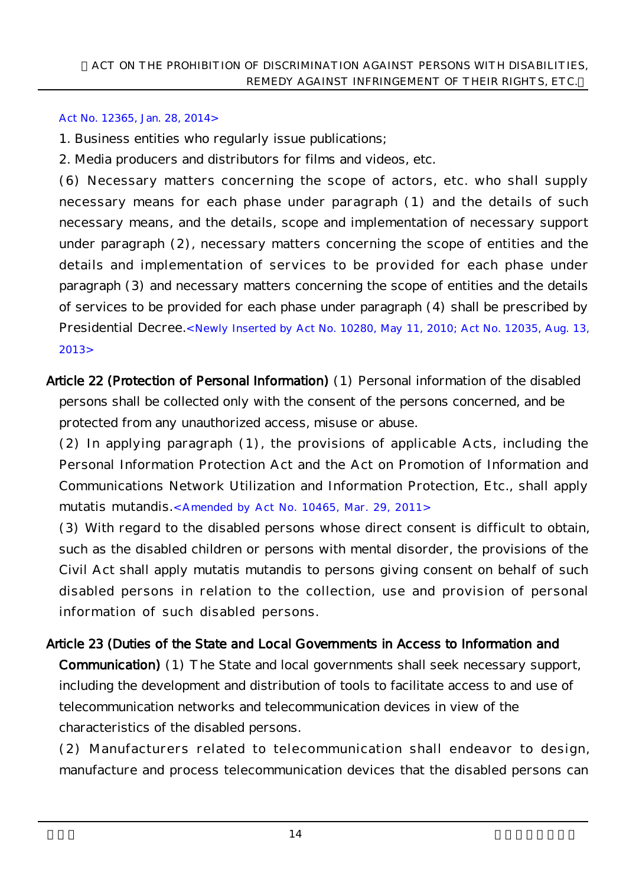Act No. 12365, Jan. 28, 2014>

1. Business entities who regularly issue publications;

2. Media producers and distributors for films and videos, etc.

(6) Necessary matters concerning the scope of actors, etc. who shall supply necessary means for each phase under paragraph (1) and the details of such necessary means, and the details, scope and implementation of necessary support under paragraph (2), necessary matters concerning the scope of entities and the details and implementation of services to be provided for each phase under paragraph (3) and necessary matters concerning the scope of entities and the details of services to be provided for each phase under paragraph (4) shall be prescribed by Presidential Decree.<Newly Inserted by Act No. 10280, May 11, 2010; Act No. 12035, Aug. 13, 2013>

**Article 22 (Protection of Personal Information)** (1) Personal information of the disabled persons shall be collected only with the consent of the persons concerned, and be protected from any unauthorized access, misuse or abuse.

(2) In applying paragraph (1), the provisions of applicable Acts, including the Personal Information Protection Act and the Act on Promotion of Information and Communications Network Utilization and Information Protection, Etc., shall apply mutatis mutandis.<Amended by Act No. 10465, Mar. 29, 2011>

(3) With regard to the disabled persons whose direct consent is difficult to obtain, such as the disabled children or persons with mental disorder, the provisions of the Civil Act shall apply mutatis mutandis to persons giving consent on behalf of such disabled persons in relation to the collection, use and provision of personal information of such disabled persons.

**Article 23 (Duties of the State and Local Governments in Access to Information and Communication)** (1) The State and local governments shall seek necessary support, including the development and distribution of tools to facilitate access to and use of telecommunication networks and telecommunication devices in view of the characteristics of the disabled persons.

(2) Manufacturers related to telecommunication shall endeavor to design, manufacture and process telecommunication devices that the disabled persons can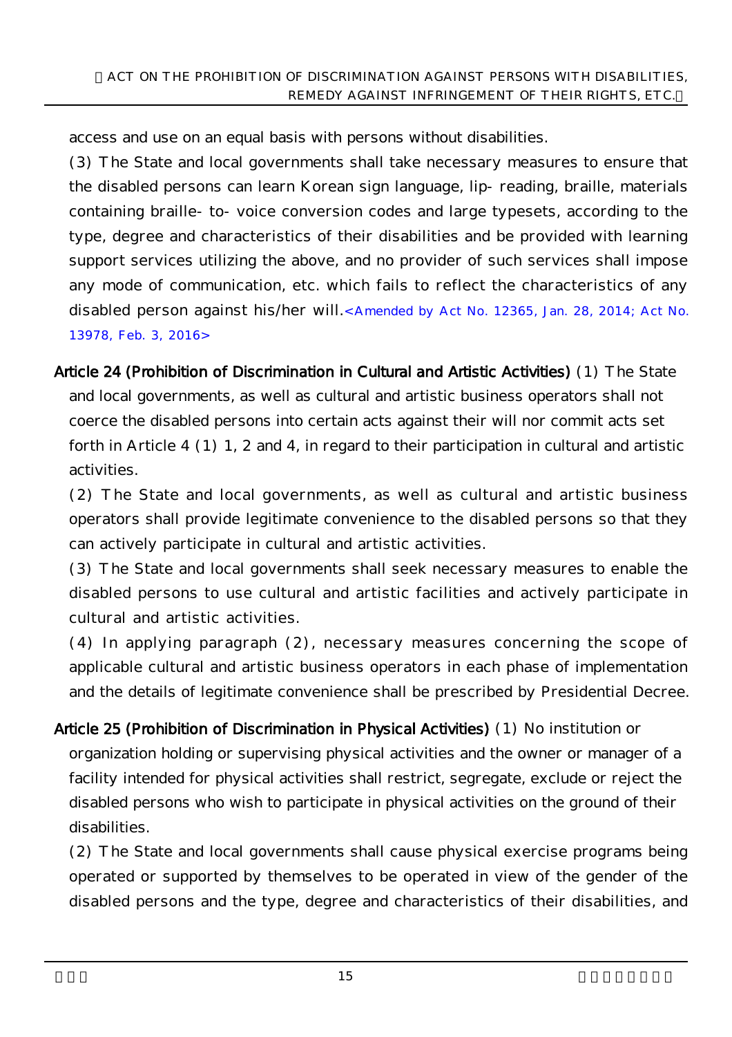access and use on an equal basis with persons without disabilities.

(3) The State and local governments shall take necessary measures to ensure that the disabled persons can learn Korean sign language, lip- reading, braille, materials containing braille- to- voice conversion codes and large typesets, according to the type, degree and characteristics of their disabilities and be provided with learning support services utilizing the above, and no provider of such services shall impose any mode of communication, etc. which fails to reflect the characteristics of any disabled person against his/her will.<Amended by Act No. 12365, Jan. 28, 2014; Act No. 13978, Feb. 3, 2016>

**Article 24 (Prohibition of Discrimination in Cultural and Artistic Activities)** (1) The State and local governments, as well as cultural and artistic business operators shall not coerce the disabled persons into certain acts against their will nor commit acts set forth in Article 4 (1) 1, 2 and 4, in regard to their participation in cultural and artistic activities.

(2) The State and local governments, as well as cultural and artistic business operators shall provide legitimate convenience to the disabled persons so that they can actively participate in cultural and artistic activities.

(3) The State and local governments shall seek necessary measures to enable the disabled persons to use cultural and artistic facilities and actively participate in cultural and artistic activities.

(4) In applying paragraph (2), necessary measures concerning the scope of applicable cultural and artistic business operators in each phase of implementation and the details of legitimate convenience shall be prescribed by Presidential Decree.

**Article 25 (Prohibition of Discrimination in Physical Activities)** (1) No institution or organization holding or supervising physical activities and the owner or manager of a facility intended for physical activities shall restrict, segregate, exclude or reject the disabled persons who wish to participate in physical activities on the ground of their disabilities.

(2) The State and local governments shall cause physical exercise programs being operated or supported by themselves to be operated in view of the gender of the disabled persons and the type, degree and characteristics of their disabilities, and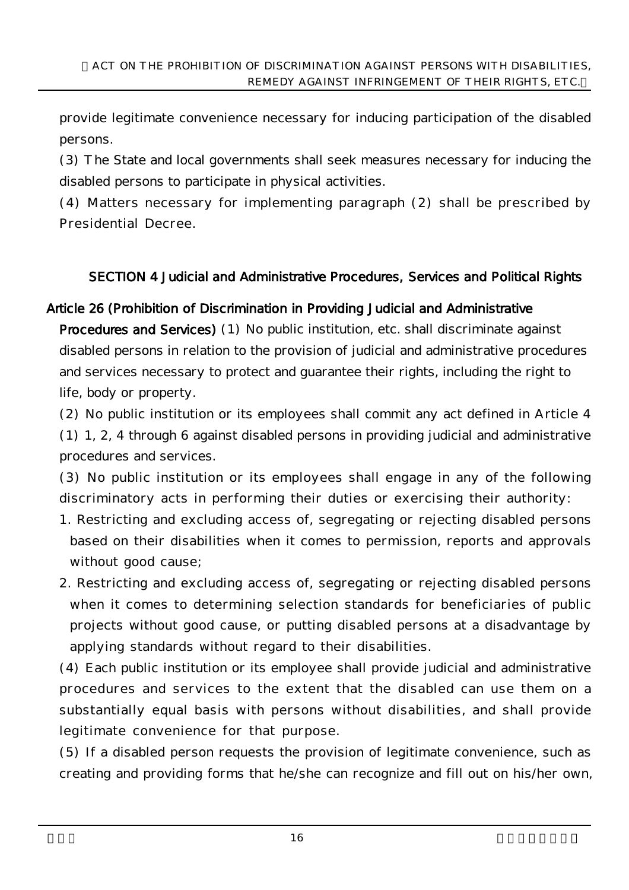provide legitimate convenience necessary for inducing participation of the disabled persons.

(3) The State and local governments shall seek measures necessary for inducing the disabled persons to participate in physical activities.

(4) Matters necessary for implementing paragraph (2) shall be prescribed by Presidential Decree.

## SECTION 4 Judicial and Administrative Procedures, Services and Political Rights

**Article 26 (Prohibition of Discrimination in Providing Judicial and Administrative Procedures and Services)** (1) No public institution, etc. shall discriminate against disabled persons in relation to the provision of judicial and administrative procedures and services necessary to protect and guarantee their rights, including the right to life, body or property.

(2) No public institution or its employees shall commit any act defined in Article 4 (1) 1, 2, 4 through 6 against disabled persons in providing judicial and administrative procedures and services.

(3) No public institution or its employees shall engage in any of the following discriminatory acts in performing their duties or exercising their authority:

1. Restricting and excluding access of, segregating or rejecting disabled persons based on their disabilities when it comes to permission, reports and approvals without good cause;
2. Restricting and excluding access of, segregating or rejecting disabled persons when it comes to determining selection standards for beneficiaries of public projects without good cause, or putting disabled persons at a disadvantage by applying standards without regard to their disabilities.

(4) Each public institution or its employee shall provide judicial and administrative procedures and services to the extent that the disabled can use them on a substantially equal basis with persons without disabilities, and shall provide legitimate convenience for that purpose.

(5) If a disabled person requests the provision of legitimate convenience, such as creating and providing forms that he/she can recognize and fill out on his/her own,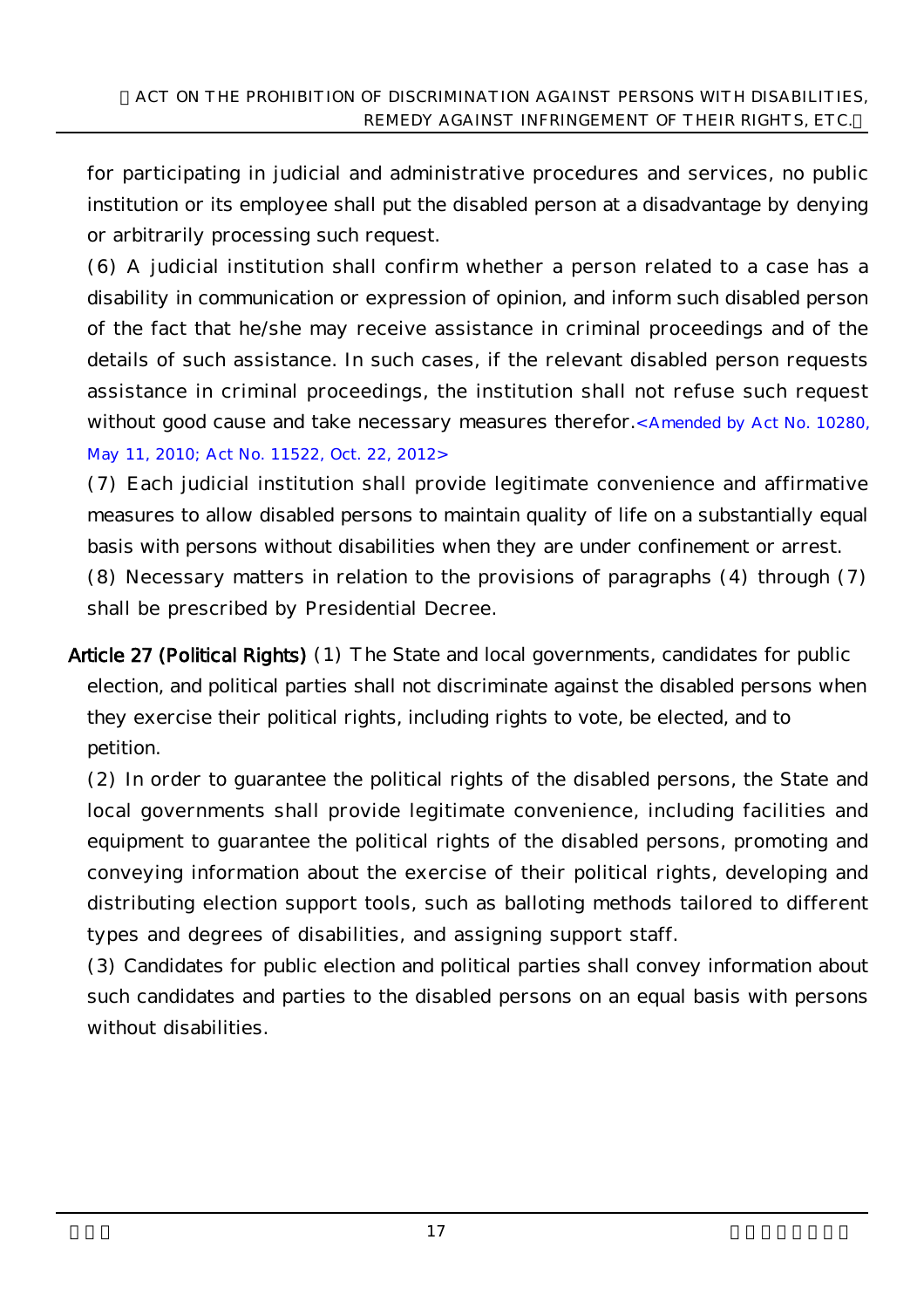for participating in judicial and administrative procedures and services, no public institution or its employee shall put the disabled person at a disadvantage by denying or arbitrarily processing such request.

(6) A judicial institution shall confirm whether a person related to a case has a disability in communication or expression of opinion, and inform such disabled person of the fact that he/she may receive assistance in criminal proceedings and of the details of such assistance. In such cases, if the relevant disabled person requests assistance in criminal proceedings, the institution shall not refuse such request without good cause and take necessary measures therefor.<Amended by Act No. 10280, May 11, 2010; Act No. 11522, Oct. 22, 2012>

(7) Each judicial institution shall provide legitimate convenience and affirmative measures to allow disabled persons to maintain quality of life on a substantially equal basis with persons without disabilities when they are under confinement or arrest.

(8) Necessary matters in relation to the provisions of paragraphs (4) through (7) shall be prescribed by Presidential Decree.

**Article 27 (Political Rights)** (1) The State and local governments, candidates for public election, and political parties shall not discriminate against the disabled persons when they exercise their political rights, including rights to vote, be elected, and to petition.

(2) In order to guarantee the political rights of the disabled persons, the State and local governments shall provide legitimate convenience, including facilities and equipment to guarantee the political rights of the disabled persons, promoting and conveying information about the exercise of their political rights, developing and distributing election support tools, such as balloting methods tailored to different types and degrees of disabilities, and assigning support staff.

(3) Candidates for public election and political parties shall convey information about such candidates and parties to the disabled persons on an equal basis with persons without disabilities.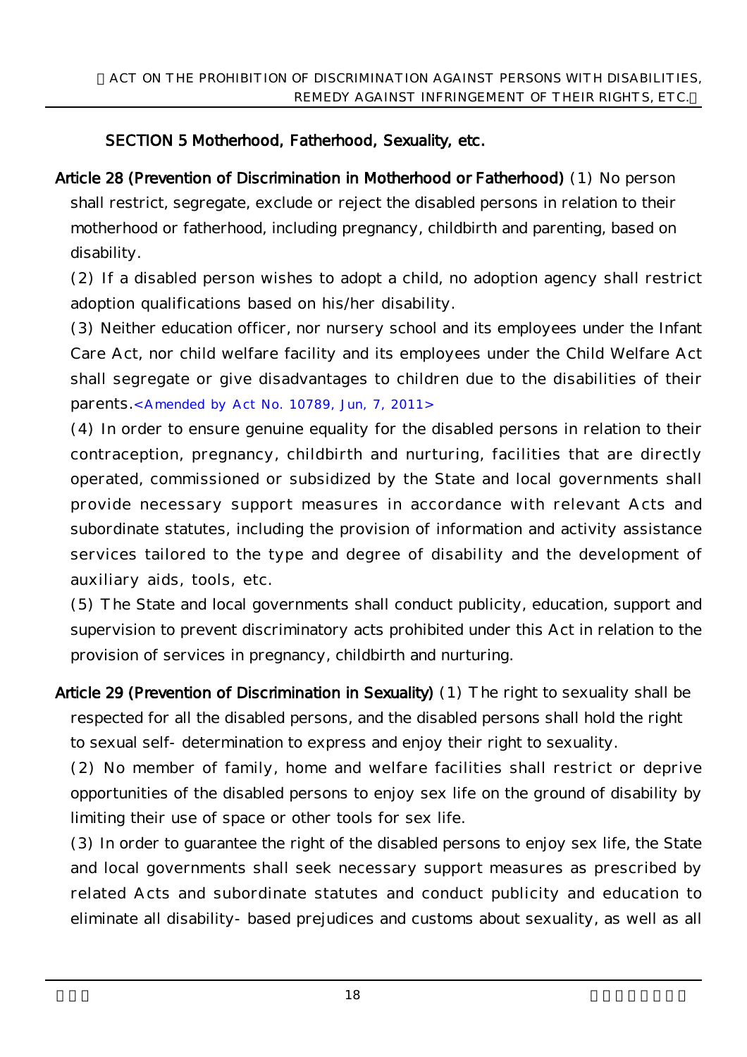### SECTION 5 Motherhood, Fatherhood, Sexuality, etc.

**Article 28 (Prevention of Discrimination in Motherhood or Fatherhood)** (1) No person shall restrict, segregate, exclude or reject the disabled persons in relation to their motherhood or fatherhood, including pregnancy, childbirth and parenting, based on disability.

(2) If a disabled person wishes to adopt a child, no adoption agency shall restrict adoption qualifications based on his/her disability.

(3) Neither education officer, nor nursery school and its employees under the Infant Care Act, nor child welfare facility and its employees under the Child Welfare Act shall segregate or give disadvantages to children due to the disabilities of their parents.<Amended by Act No. 10789, Jun, 7, 2011>

(4) In order to ensure genuine equality for the disabled persons in relation to their contraception, pregnancy, childbirth and nurturing, facilities that are directly operated, commissioned or subsidized by the State and local governments shall provide necessary support measures in accordance with relevant Acts and subordinate statutes, including the provision of information and activity assistance services tailored to the type and degree of disability and the development of auxiliary aids, tools, etc.

(5) The State and local governments shall conduct publicity, education, support and supervision to prevent discriminatory acts prohibited under this Act in relation to the provision of services in pregnancy, childbirth and nurturing.

**Article 29 (Prevention of Discrimination in Sexuality)** (1) The right to sexuality shall be respected for all the disabled persons, and the disabled persons shall hold the right to sexual self-determination to express and enjoy their right to sexuality.

(2) No member of family, home and welfare facilities shall restrict or deprive opportunities of the disabled persons to enjoy sex life on the ground of disability by limiting their use of space or other tools for sex life.

(3) In order to guarantee the right of the disabled persons to enjoy sex life, the State and local governments shall seek necessary support measures as prescribed by related Acts and subordinate statutes and conduct publicity and education to eliminate all disability-based prejudices and customs about sexuality, as well as all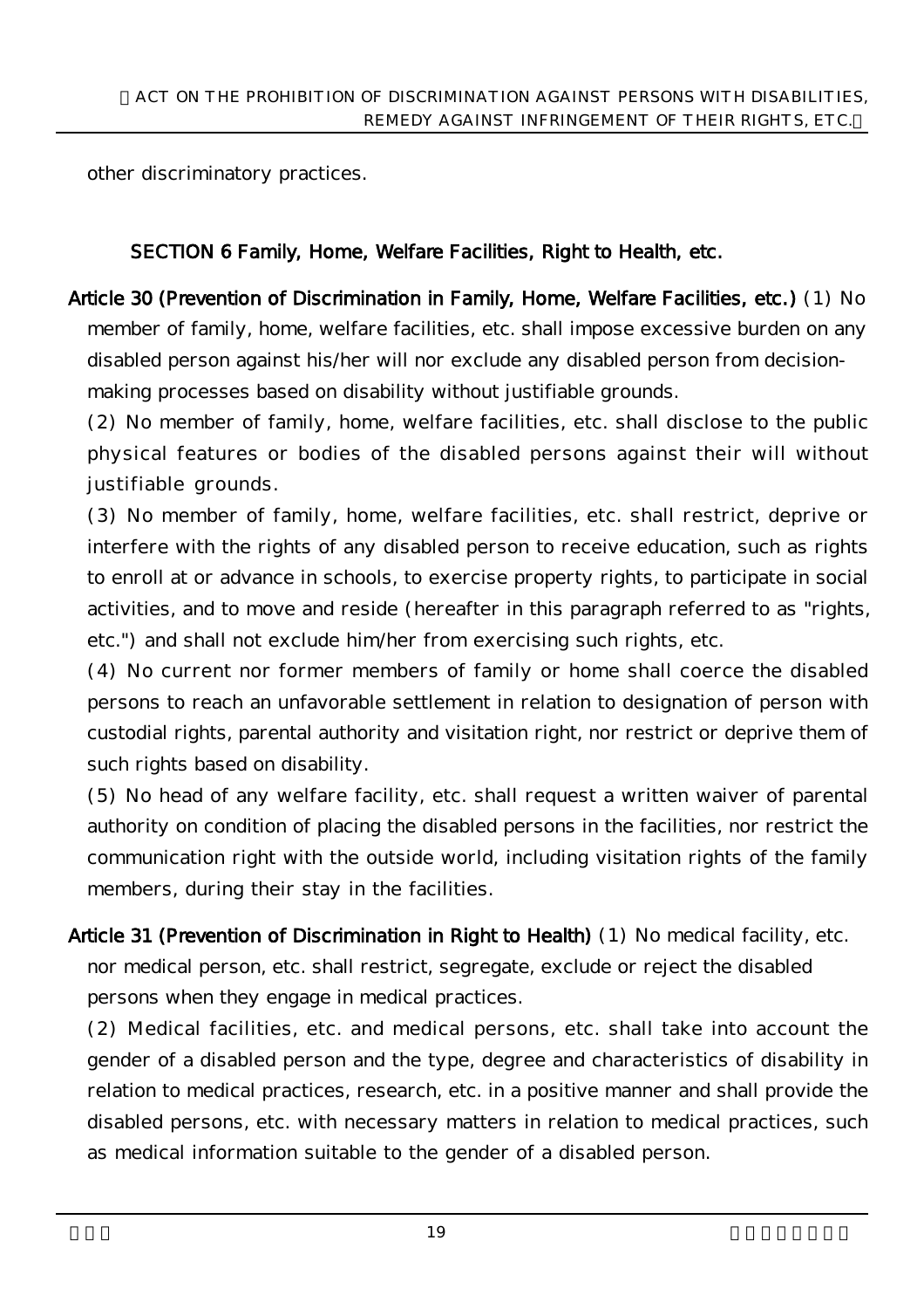other discriminatory practices.

### SECTION 6 Family, Home, Welfare Facilities, Right to Health, etc.

**Article 30 (Prevention of Discrimination in Family, Home, Welfare Facilities, etc.)** (1) No member of family, home, welfare facilities, etc. shall impose excessive burden on any disabled person against his/her will nor exclude any disabled person from decision-making processes based on disability without justifiable grounds.

(2) No member of family, home, welfare facilities, etc. shall disclose to the public physical features or bodies of the disabled persons against their will without justifiable grounds.

(3) No member of family, home, welfare facilities, etc. shall restrict, deprive or interfere with the rights of any disabled person to receive education, such as rights to enroll at or advance in schools, to exercise property rights, to participate in social activities, and to move and reside (hereafter in this paragraph referred to as "rights, etc.") and shall not exclude him/her from exercising such rights, etc.

(4) No current nor former members of family or home shall coerce the disabled persons to reach an unfavorable settlement in relation to designation of person with custodial rights, parental authority and visitation right, nor restrict or deprive them of such rights based on disability.

(5) No head of any welfare facility, etc. shall request a written waiver of parental authority on condition of placing the disabled persons in the facilities, nor restrict the communication right with the outside world, including visitation rights of the family members, during their stay in the facilities.

**Article 31 (Prevention of Discrimination in Right to Health)** (1) No medical facility, etc. nor medical person, etc. shall restrict, segregate, exclude or reject the disabled persons when they engage in medical practices.

(2) Medical facilities, etc. and medical persons, etc. shall take into account the gender of a disabled person and the type, degree and characteristics of disability in relation to medical practices, research, etc. in a positive manner and shall provide the disabled persons, etc. with necessary matters in relation to medical practices, such as medical information suitable to the gender of a disabled person.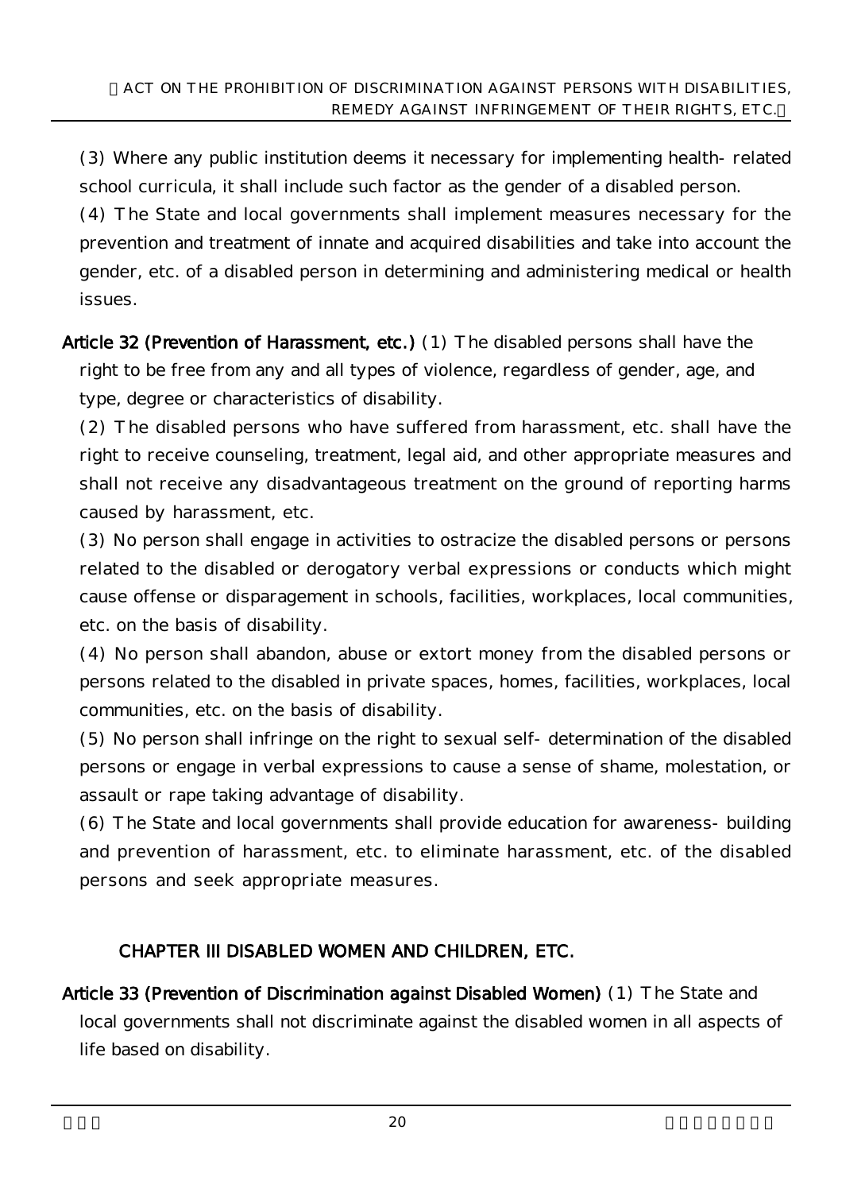(3) Where any public institution deems it necessary for implementing health- related school curricula, it shall include such factor as the gender of a disabled person.

(4) The State and local governments shall implement measures necessary for the prevention and treatment of innate and acquired disabilities and take into account the gender, etc. of a disabled person in determining and administering medical or health issues.

**Article 32 (Prevention of Harassment, etc.)** (1) The disabled persons shall have the right to be free from any and all types of violence, regardless of gender, age, and type, degree or characteristics of disability.

(2) The disabled persons who have suffered from harassment, etc. shall have the right to receive counseling, treatment, legal aid, and other appropriate measures and shall not receive any disadvantageous treatment on the ground of reporting harms caused by harassment, etc.

(3) No person shall engage in activities to ostracize the disabled persons or persons related to the disabled or derogatory verbal expressions or conducts which might cause offense or disparagement in schools, facilities, workplaces, local communities, etc. on the basis of disability.

(4) No person shall abandon, abuse or extort money from the disabled persons or persons related to the disabled in private spaces, homes, facilities, workplaces, local communities, etc. on the basis of disability.

(5) No person shall infringe on the right to sexual self- determination of the disabled persons or engage in verbal expressions to cause a sense of shame, molestation, or assault or rape taking advantage of disability.

(6) The State and local governments shall provide education for awareness- building and prevention of harassment, etc. to eliminate harassment, etc. of the disabled persons and seek appropriate measures.

## CHAPTER III DISABLED WOMEN AND CHILDREN, ETC.

**Article 33 (Prevention of Discrimination against Disabled Women)** (1) The State and local governments shall not discriminate against the disabled women in all aspects of life based on disability.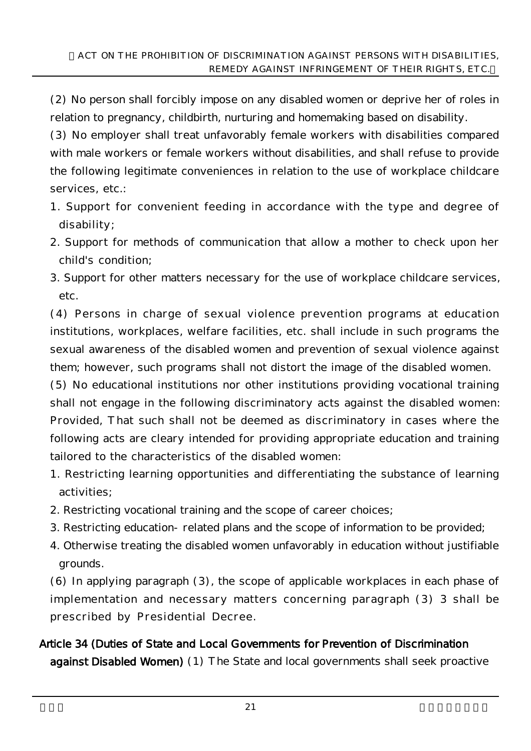(2) No person shall forcibly impose on any disabled women or deprive her of roles in relation to pregnancy, childbirth, nurturing and homemaking based on disability.

(3) No employer shall treat unfavorably female workers with disabilities compared with male workers or female workers without disabilities, and shall refuse to provide the following legitimate conveniences in relation to the use of workplace childcare services, etc.:

1. Support for convenient feeding in accordance with the type and degree of disability;
2. Support for methods of communication that allow a mother to check upon her child's condition;
3. Support for other matters necessary for the use of workplace childcare services, etc.

(4) Persons in charge of sexual violence prevention programs at education institutions, workplaces, welfare facilities, etc. shall include in such programs the sexual awareness of the disabled women and prevention of sexual violence against them; however, such programs shall not distort the image of the disabled women.

(5) No educational institutions nor other institutions providing vocational training shall not engage in the following discriminatory acts against the disabled women: Provided, That such shall not be deemed as discriminatory in cases where the following acts are cleary intended for providing appropriate education and training tailored to the characteristics of the disabled women:

1. Restricting learning opportunities and differentiating the substance of learning activities;
2. Restricting vocational training and the scope of career choices;
3. Restricting education- related plans and the scope of information to be provided;
4. Otherwise treating the disabled women unfavorably in education without justifiable grounds.

(6) In applying paragraph (3), the scope of applicable workplaces in each phase of implementation and necessary matters concerning paragraph (3) 3 shall be prescribed by Presidential Decree.

**Article 34 (Duties of State and Local Governments for Prevention of Discrimination against Disabled Women)** (1) The State and local governments shall seek proactive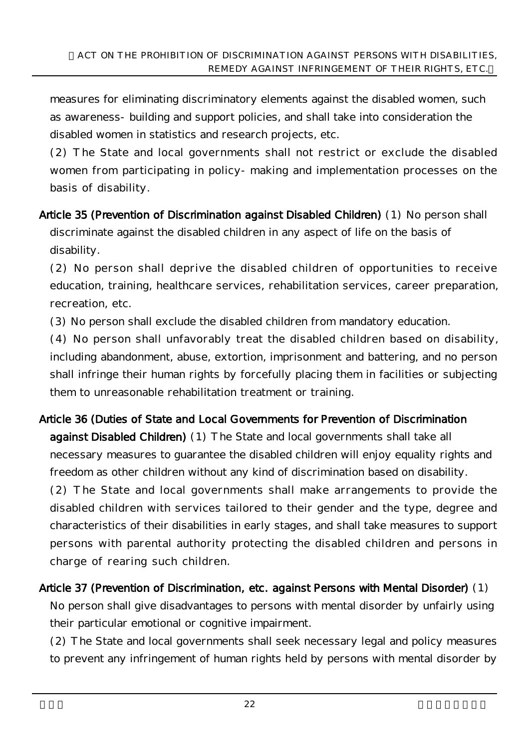measures for eliminating discriminatory elements against the disabled women, such as awareness- building and support policies, and shall take into consideration the disabled women in statistics and research projects, etc.

(2) The State and local governments shall not restrict or exclude the disabled women from participating in policy- making and implementation processes on the basis of disability.

**Article 35 (Prevention of Discrimination against Disabled Children)** (1) No person shall discriminate against the disabled children in any aspect of life on the basis of disability.

(2) No person shall deprive the disabled children of opportunities to receive education, training, healthcare services, rehabilitation services, career preparation, recreation, etc.

(3) No person shall exclude the disabled children from mandatory education.

(4) No person shall unfavorably treat the disabled children based on disability, including abandonment, abuse, extortion, imprisonment and battering, and no person shall infringe their human rights by forcefully placing them in facilities or subjecting them to unreasonable rehabilitation treatment or training.

**Article 36 (Duties of State and Local Governments for Prevention of Discrimination against Disabled Children)** (1) The State and local governments shall take all necessary measures to guarantee the disabled children will enjoy equality rights and freedom as other children without any kind of discrimination based on disability.

(2) The State and local governments shall make arrangements to provide the disabled children with services tailored to their gender and the type, degree and characteristics of their disabilities in early stages, and shall take measures to support persons with parental authority protecting the disabled children and persons in charge of rearing such children.

**Article 37 (Prevention of Discrimination, etc. against Persons with Mental Disorder)** (1) No person shall give disadvantages to persons with mental disorder by unfairly using their particular emotional or cognitive impairment.

(2) The State and local governments shall seek necessary legal and policy measures to prevent any infringement of human rights held by persons with mental disorder by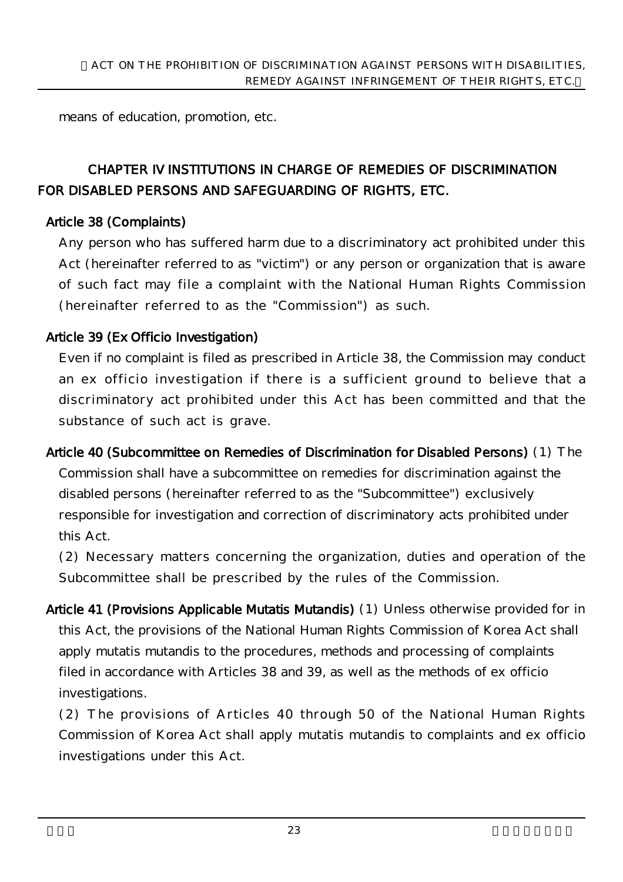means of education, promotion, etc.

## CHAPTER IV INSTITUTIONS IN CHARGE OF REMEDIES OF DISCRIMINATION FOR DISABLED PERSONS AND SAFEGUARDING OF RIGHTS, ETC.

**Article 38 (Complaints)**

Any person who has suffered harm due to a discriminatory act prohibited under this Act (hereinafter referred to as "victim") or any person or organization that is aware of such fact may file a complaint with the National Human Rights Commission (hereinafter referred to as the "Commission") as such.

**Article 39 (Ex Officio Investigation)**

Even if no complaint is filed as prescribed in Article 38, the Commission may conduct an ex officio investigation if there is a sufficient ground to believe that a discriminatory act prohibited under this Act has been committed and that the substance of such act is grave.

**Article 40 (Subcommittee on Remedies of Discrimination for Disabled Persons)** (1) The Commission shall have a subcommittee on remedies for discrimination against the disabled persons (hereinafter referred to as the "Subcommittee") exclusively responsible for investigation and correction of discriminatory acts prohibited under this Act.

(2) Necessary matters concerning the organization, duties and operation of the Subcommittee shall be prescribed by the rules of the Commission.

**Article 41 (Provisions Applicable Mutatis Mutandis)** (1) Unless otherwise provided for in this Act, the provisions of the National Human Rights Commission of Korea Act shall apply mutatis mutandis to the procedures, methods and processing of complaints filed in accordance with Articles 38 and 39, as well as the methods of ex officio investigations.

(2) The provisions of Articles 40 through 50 of the National Human Rights Commission of Korea Act shall apply mutatis mutandis to complaints and ex officio investigations under this Act.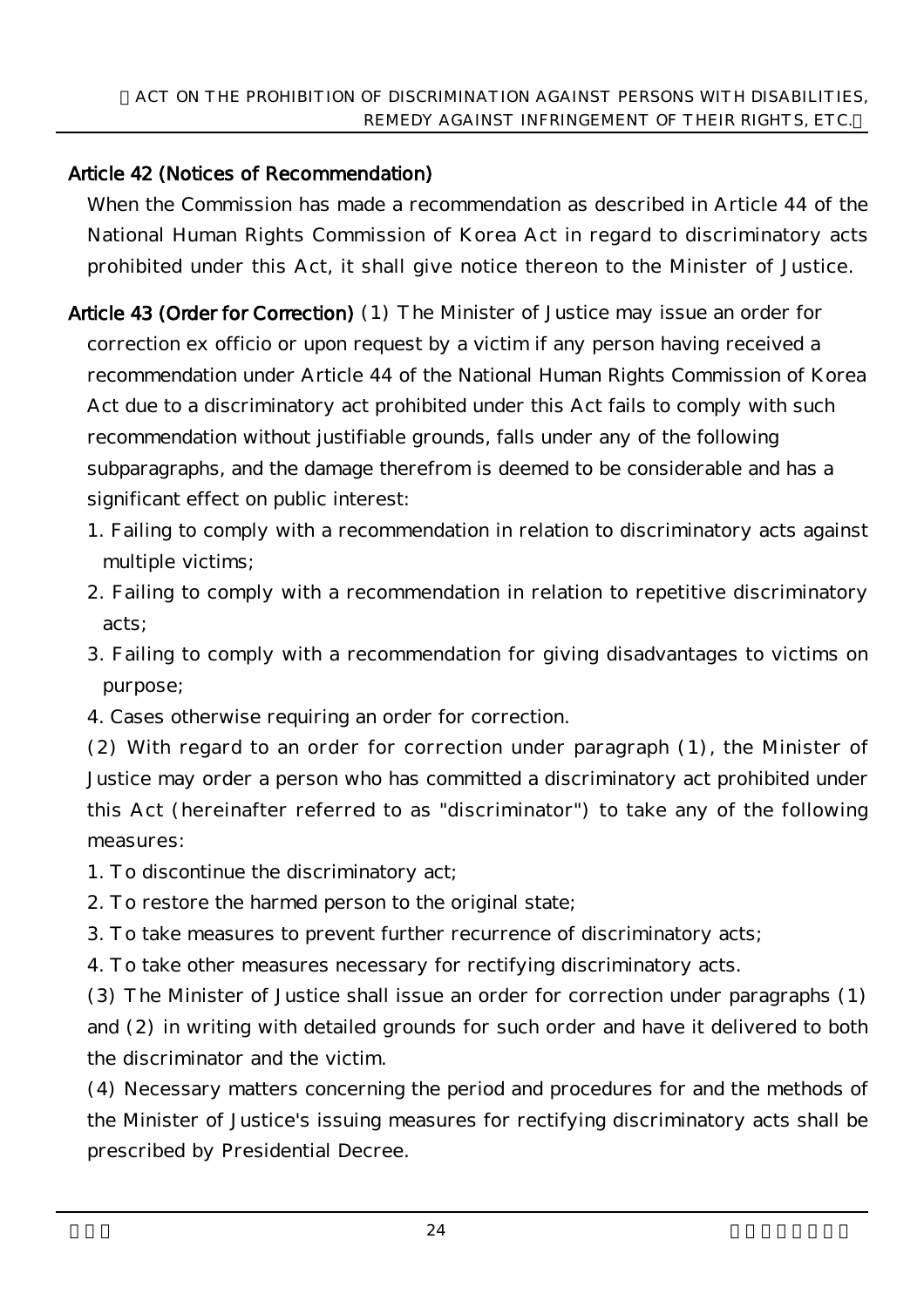**Article 42 (Notices of Recommendation)**

When the Commission has made a recommendation as described in Article 44 of the National Human Rights Commission of Korea Act in regard to discriminatory acts prohibited under this Act, it shall give notice thereon to the Minister of Justice.

**Article 43 (Order for Correction)** (1) The Minister of Justice may issue an order for correction ex officio or upon request by a victim if any person having received a recommendation under Article 44 of the National Human Rights Commission of Korea Act due to a discriminatory act prohibited under this Act fails to comply with such recommendation without justifiable grounds, falls under any of the following subparagraphs, and the damage therefrom is deemed to be considerable and has a significant effect on public interest:

1. Failing to comply with a recommendation in relation to discriminatory acts against multiple victims;
2. Failing to comply with a recommendation in relation to repetitive discriminatory acts;
3. Failing to comply with a recommendation for giving disadvantages to victims on purpose;
4. Cases otherwise requiring an order for correction.

(2) With regard to an order for correction under paragraph (1), the Minister of Justice may order a person who has committed a discriminatory act prohibited under this Act (hereinafter referred to as "discriminator") to take any of the following measures:

1. To discontinue the discriminatory act;
2. To restore the harmed person to the original state;
3. To take measures to prevent further recurrence of discriminatory acts;
4. To take other measures necessary for rectifying discriminatory acts.

(3) The Minister of Justice shall issue an order for correction under paragraphs (1) and (2) in writing with detailed grounds for such order and have it delivered to both the discriminator and the victim.

(4) Necessary matters concerning the period and procedures for and the methods of the Minister of Justice's issuing measures for rectifying discriminatory acts shall be prescribed by Presidential Decree.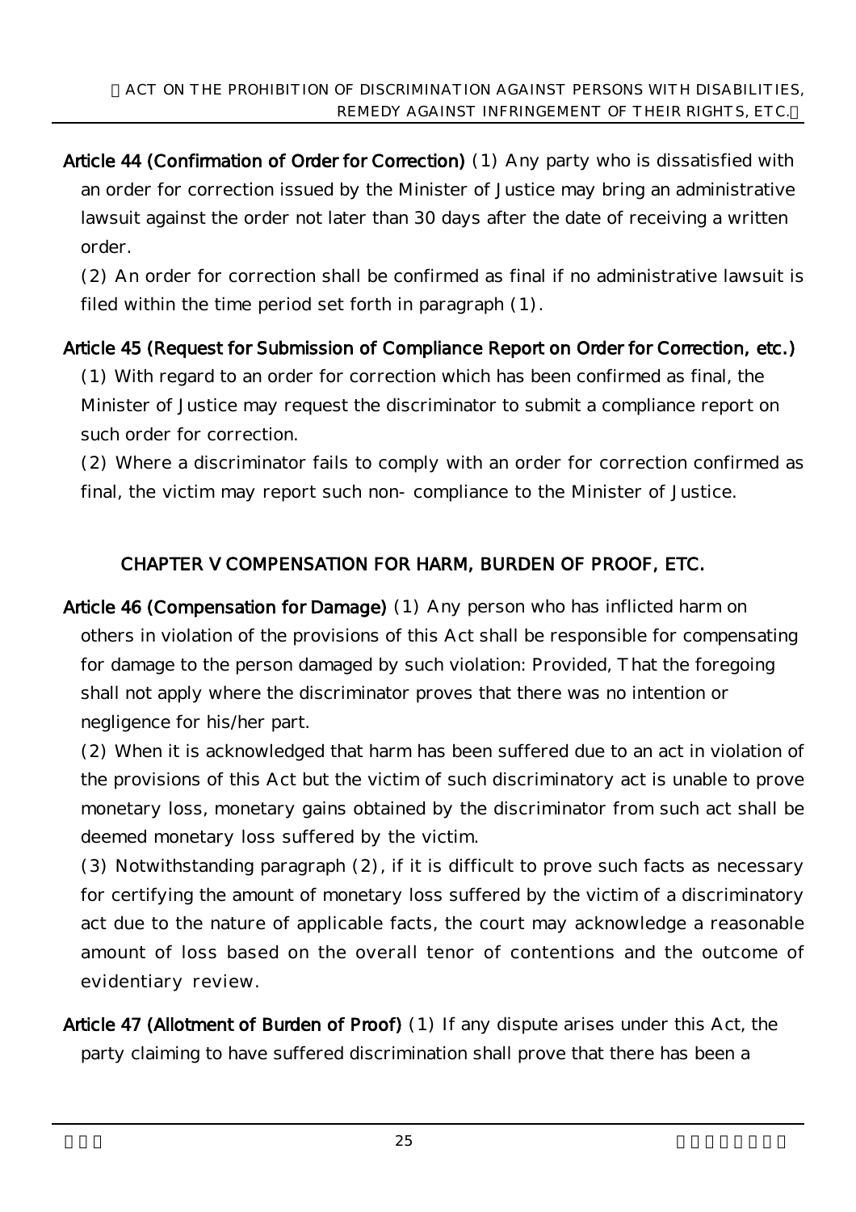**Article 44 (Confirmation of Order for Correction)** (1) Any party who is dissatisfied with an order for correction issued by the Minister of Justice may bring an administrative lawsuit against the order not later than 30 days after the date of receiving a written order.

(2) An order for correction shall be confirmed as final if no administrative lawsuit is filed within the time period set forth in paragraph (1).

**Article 45 (Request for Submission of Compliance Report on Order for Correction, etc.)** (1) With regard to an order for correction which has been confirmed as final, the Minister of Justice may request the discriminator to submit a compliance report on such order for correction.

(2) Where a discriminator fails to comply with an order for correction confirmed as final, the victim may report such non- compliance to the Minister of Justice.

## CHAPTER V COMPENSATION FOR HARM, BURDEN OF PROOF, ETC.

**Article 46 (Compensation for Damage)** (1) Any person who has inflicted harm on others in violation of the provisions of this Act shall be responsible for compensating for damage to the person damaged by such violation: Provided, That the foregoing shall not apply where the discriminator proves that there was no intention or negligence for his/her part.

(2) When it is acknowledged that harm has been suffered due to an act in violation of the provisions of this Act but the victim of such discriminatory act is unable to prove monetary loss, monetary gains obtained by the discriminator from such act shall be deemed monetary loss suffered by the victim.

(3) Notwithstanding paragraph (2), if it is difficult to prove such facts as necessary for certifying the amount of monetary loss suffered by the victim of a discriminatory act due to the nature of applicable facts, the court may acknowledge a reasonable amount of loss based on the overall tenor of contentions and the outcome of evidentiary review.

**Article 47 (Allotment of Burden of Proof)** (1) If any dispute arises under this Act, the party claiming to have suffered discrimination shall prove that there has been a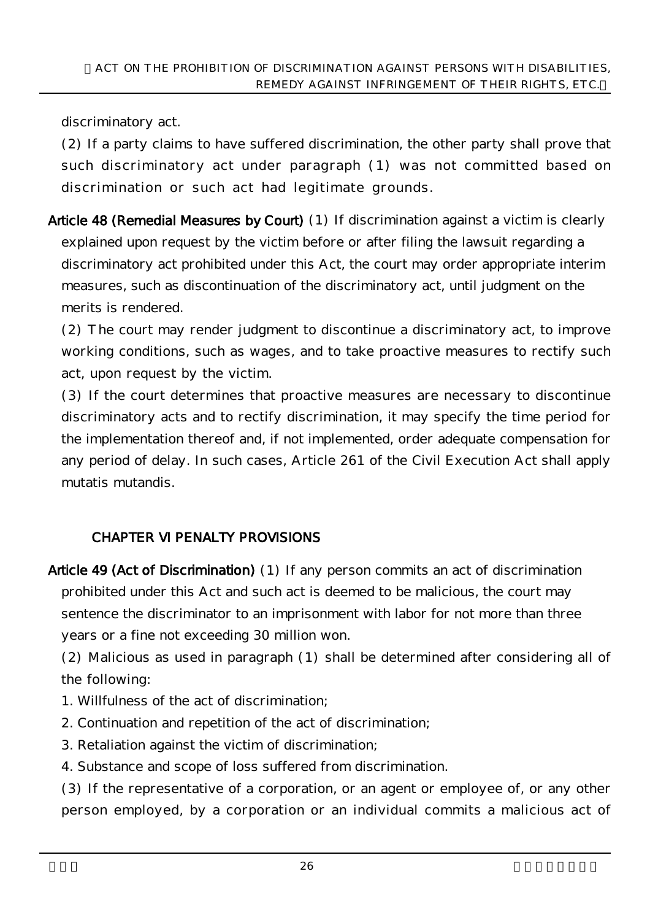discriminatory act.

(2) If a party claims to have suffered discrimination, the other party shall prove that such discriminatory act under paragraph (1) was not committed based on discrimination or such act had legitimate grounds.

**Article 48 (Remedial Measures by Court)** (1) If discrimination against a victim is clearly explained upon request by the victim before or after filing the lawsuit regarding a discriminatory act prohibited under this Act, the court may order appropriate interim measures, such as discontinuation of the discriminatory act, until judgment on the merits is rendered.

(2) The court may render judgment to discontinue a discriminatory act, to improve working conditions, such as wages, and to take proactive measures to rectify such act, upon request by the victim.

(3) If the court determines that proactive measures are necessary to discontinue discriminatory acts and to rectify discrimination, it may specify the time period for the implementation thereof and, if not implemented, order adequate compensation for any period of delay. In such cases, Article 261 of the Civil Execution Act shall apply mutatis mutandis.

## CHAPTER VI PENALTY PROVISIONS

**Article 49 (Act of Discrimination)** (1) If any person commits an act of discrimination prohibited under this Act and such act is deemed to be malicious, the court may sentence the discriminator to an imprisonment with labor for not more than three years or a fine not exceeding 30 million won.

(2) Malicious as used in paragraph (1) shall be determined after considering all of the following:

1. Willfulness of the act of discrimination;
2. Continuation and repetition of the act of discrimination;
3. Retaliation against the victim of discrimination;
4. Substance and scope of loss suffered from discrimination.

(3) If the representative of a corporation, or an agent or employee of, or any other person employed, by a corporation or an individual commits a malicious act of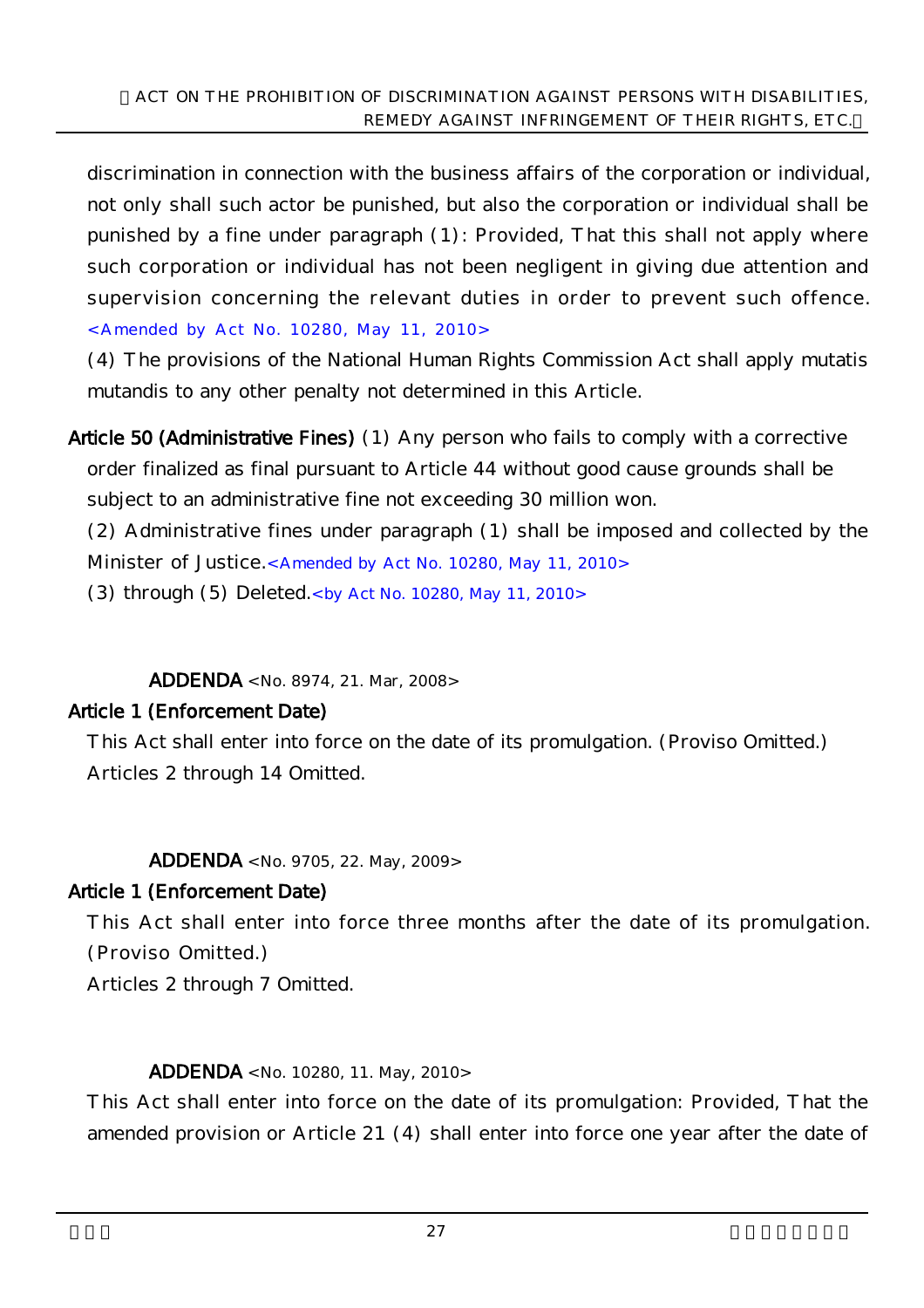discrimination in connection with the business affairs of the corporation or individual, not only shall such actor be punished, but also the corporation or individual shall be punished by a fine under paragraph (1): Provided, That this shall not apply where such corporation or individual has not been negligent in giving due attention and supervision concerning the relevant duties in order to prevent such offence. <Amended by Act No. 10280, May 11, 2010>

(4) The provisions of the National Human Rights Commission Act shall apply mutatis mutandis to any other penalty not determined in this Article.

**Article 50 (Administrative Fines)** (1) Any person who fails to comply with a corrective order finalized as final pursuant to Article 44 without good cause grounds shall be subject to an administrative fine not exceeding 30 million won.

(2) Administrative fines under paragraph (1) shall be imposed and collected by the Minister of Justice.<Amended by Act No. 10280, May 11, 2010>

(3) through (5) Deleted.<by Act No. 10280, May 11, 2010>

**ADDENDA** <No. 8974, 21. Mar, 2008>

**Article 1 (Enforcement Date)**

This Act shall enter into force on the date of its promulgation. (Proviso Omitted.)

Articles 2 through 14 Omitted.

**ADDENDA** <No. 9705, 22. May, 2009>

**Article 1 (Enforcement Date)**

This Act shall enter into force three months after the date of its promulgation. (Proviso Omitted.)

Articles 2 through 7 Omitted.

**ADDENDA** <No. 10280, 11. May, 2010>

This Act shall enter into force on the date of its promulgation: Provided, That the amended provision or Article 21 (4) shall enter into force one year after the date of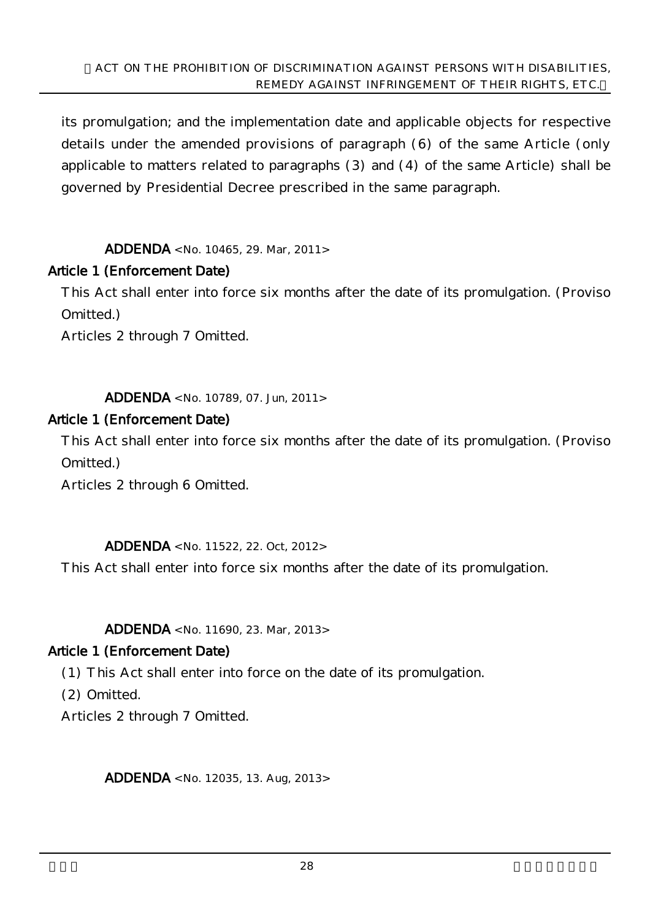its promulgation; and the implementation date and applicable objects for respective details under the amended provisions of paragraph (6) of the same Article (only applicable to matters related to paragraphs (3) and (4) of the same Article) shall be governed by Presidential Decree prescribed in the same paragraph.

**ADDENDA** <No. 10465, 29. Mar, 2011>

**Article 1 (Enforcement Date)**

This Act shall enter into force six months after the date of its promulgation. (Proviso Omitted.)

Articles 2 through 7 Omitted.

**ADDENDA** <No. 10789, 07. Jun, 2011>

**Article 1 (Enforcement Date)**

This Act shall enter into force six months after the date of its promulgation. (Proviso Omitted.)

Articles 2 through 6 Omitted.

**ADDENDA** <No. 11522, 22. Oct, 2012>

This Act shall enter into force six months after the date of its promulgation.

**ADDENDA** <No. 11690, 23. Mar, 2013>

**Article 1 (Enforcement Date)**

(1) This Act shall enter into force on the date of its promulgation.

(2) Omitted.

Articles 2 through 7 Omitted.

**ADDENDA** <No. 12035, 13. Aug, 2013>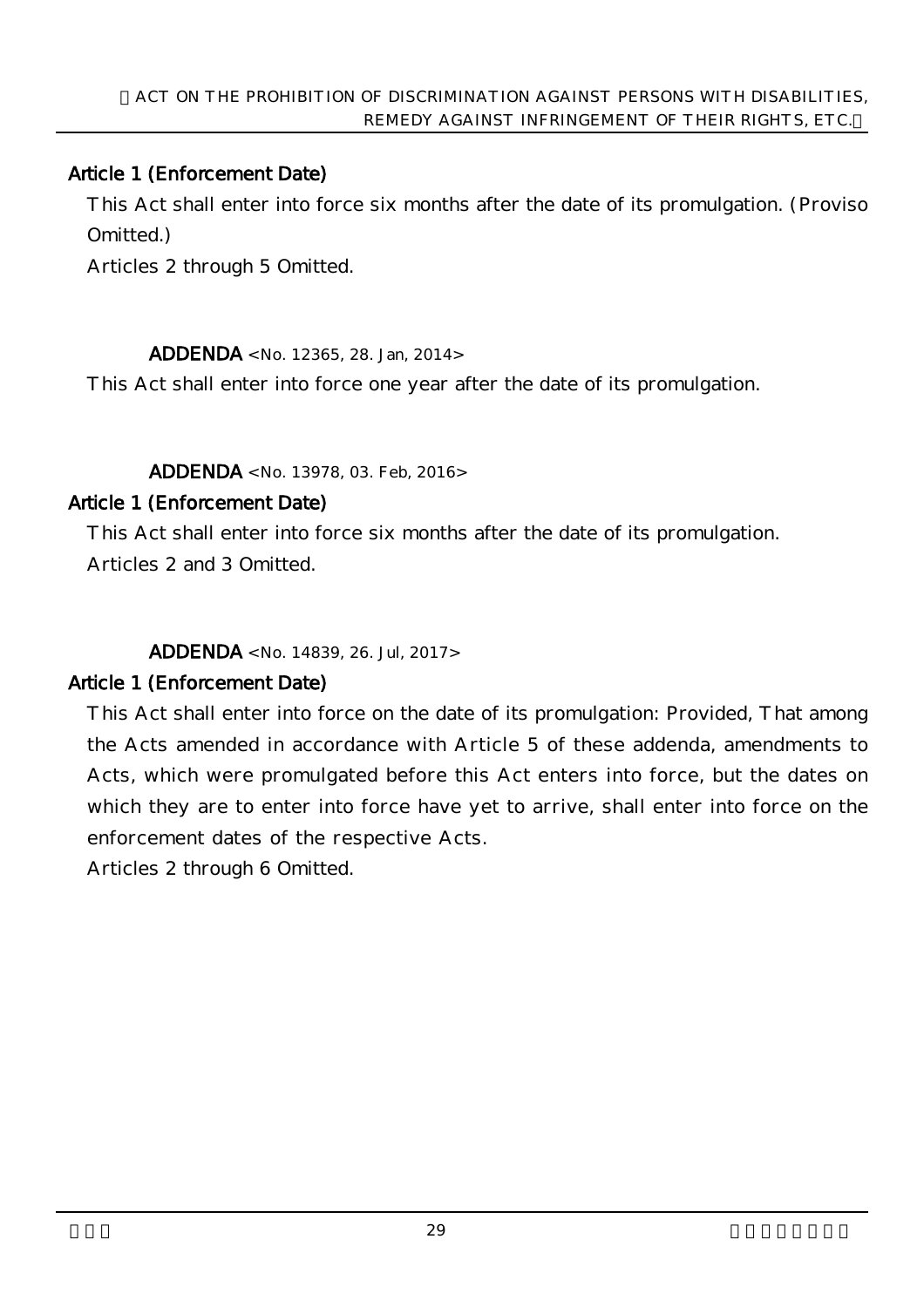### Article 1 (Enforcement Date)

This Act shall enter into force six months after the date of its promulgation. (Proviso Omitted.)

Articles 2 through 5 Omitted.

## ADDENDA <No. 12365, 28. Jan, 2014>

This Act shall enter into force one year after the date of its promulgation.

## ADDENDA <No. 13978, 03. Feb, 2016>

### Article 1 (Enforcement Date)

This Act shall enter into force six months after the date of its promulgation.

Articles 2 and 3 Omitted.

## ADDENDA <No. 14839, 26. Jul, 2017>

### Article 1 (Enforcement Date)

This Act shall enter into force on the date of its promulgation: Provided, That among the Acts amended in accordance with Article 5 of these addenda, amendments to Acts, which were promulgated before this Act enters into force, but the dates on which they are to enter into force have yet to arrive, shall enter into force on the enforcement dates of the respective Acts.

Articles 2 through 6 Omitted.